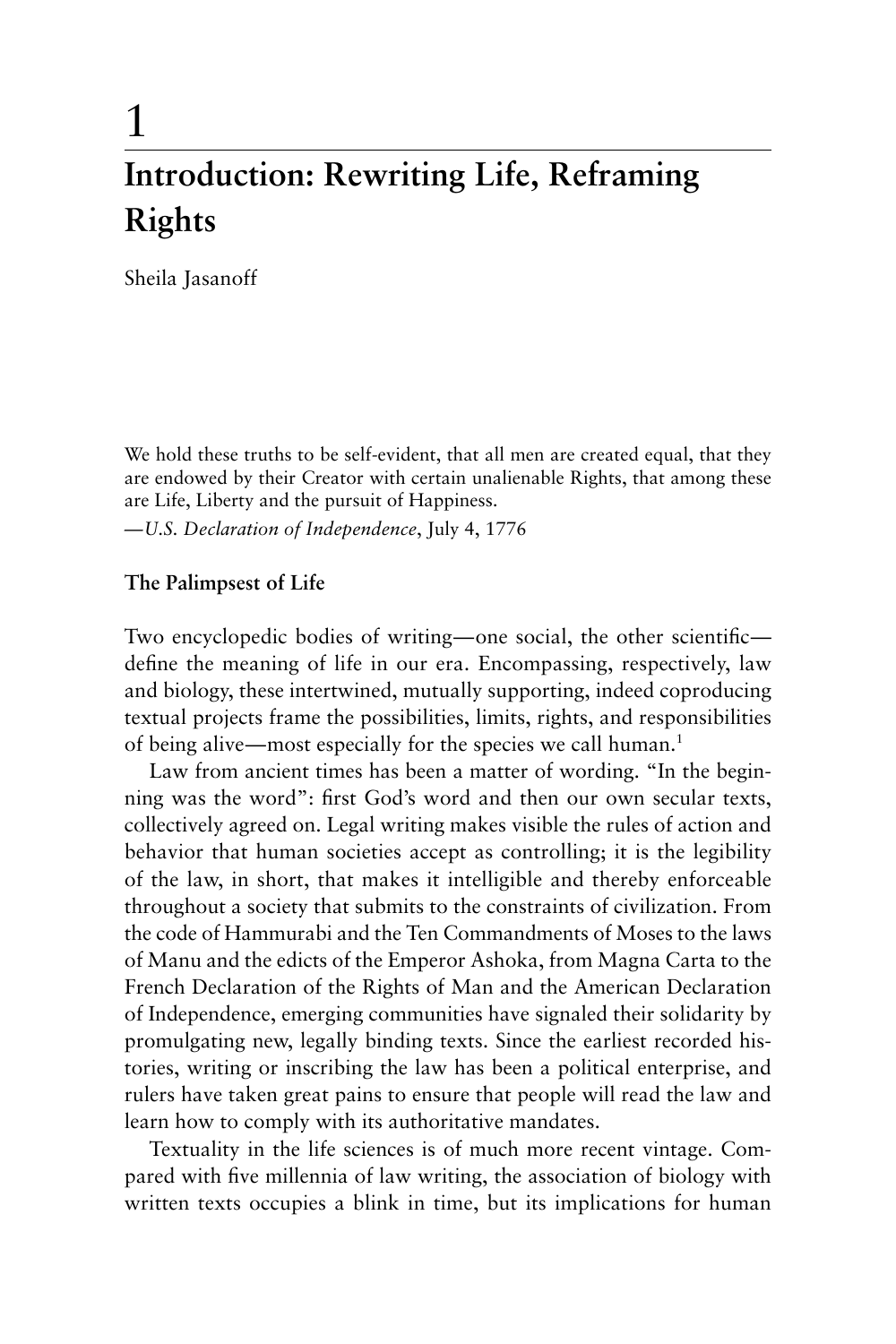# 1

# Introduction: Rewriting Life, Reframing Rights

Sheila Jasanoff

We hold these truths to be self-evident, that all men are created equal, that they are endowed by their Creator with certain unalienable Rights, that among these are Life, Liberty and the pursuit of Happiness.
—*U.S. Declaration of Independence*, July 4, 1776

## The Palimpsest of Life

Two encyclopedic bodies of writing—one social, the other scientific—define the meaning of life in our era. Encompassing, respectively, law and biology, these intertwined, mutually supporting, indeed coproducing textual projects frame the possibilities, limits, rights, and responsibilities of being alive—most especially for the species we call human.[1]

Law from ancient times has been a matter of wording. "In the beginning was the word": first God's word and then our own secular texts, collectively agreed on. Legal writing makes visible the rules of action and behavior that human societies accept as controlling; it is the legibility of the law, in short, that makes it intelligible and thereby enforceable throughout a society that submits to the constraints of civilization. From the code of Hammurabi and the Ten Commandments of Moses to the laws of Manu and the edicts of the Emperor Ashoka, from Magna Carta to the French Declaration of the Rights of Man and the American Declaration of Independence, emerging communities have signaled their solidarity by promulgating new, legally binding texts. Since the earliest recorded histories, writing or inscribing the law has been a political enterprise, and rulers have taken great pains to ensure that people will read the law and learn how to comply with its authoritative mandates.

Textuality in the life sciences is of much more recent vintage. Compared with five millennia of law writing, the association of biology with written texts occupies a blink in time, but its implications for human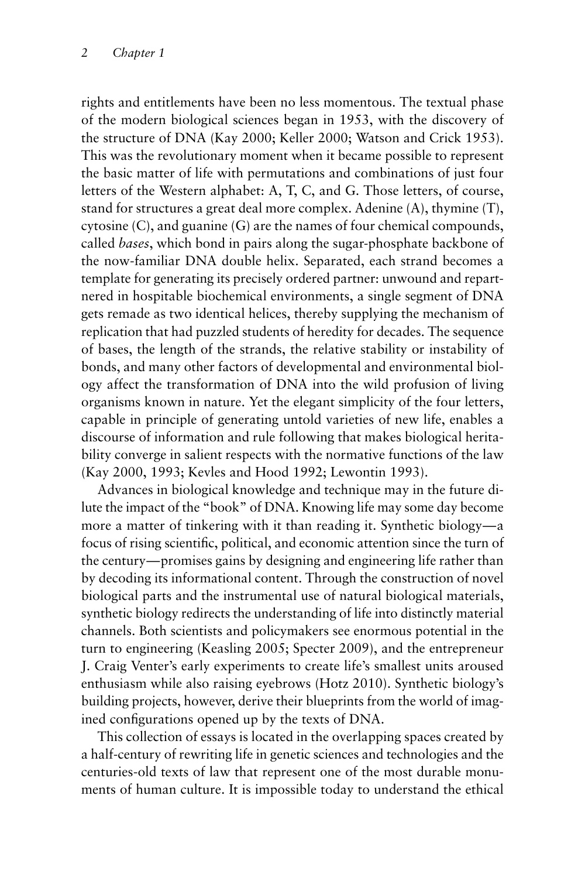rights and entitlements have been no less momentous. The textual phase of the modern biological sciences began in 1953, with the discovery of the structure of DNA (Kay 2000; Keller 2000; Watson and Crick 1953). This was the revolutionary moment when it became possible to represent the basic matter of life with permutations and combinations of just four letters of the Western alphabet: A, T, C, and G. Those letters, of course, stand for structures a great deal more complex. Adenine (A), thymine (T), cytosine (C), and guanine (G) are the names of four chemical compounds, called *bases*, which bond in pairs along the sugar-phosphate backbone of the now-familiar DNA double helix. Separated, each strand becomes a template for generating its precisely ordered partner: unwound and repartnered in hospitable biochemical environments, a single segment of DNA gets remade as two identical helices, thereby supplying the mechanism of replication that had puzzled students of heredity for decades. The sequence of bases, the length of the strands, the relative stability or instability of bonds, and many other factors of developmental and environmental biology affect the transformation of DNA into the wild profusion of living organisms known in nature. Yet the elegant simplicity of the four letters, capable in principle of generating untold varieties of new life, enables a discourse of information and rule following that makes biological heritability converge in salient respects with the normative functions of the law (Kay 2000, 1993; Kevles and Hood 1992; Lewontin 1993).

Advances in biological knowledge and technique may in the future dilute the impact of the "book" of DNA. Knowing life may some day become more a matter of tinkering with it than reading it. Synthetic biology—a focus of rising scientific, political, and economic attention since the turn of the century—promises gains by designing and engineering life rather than by decoding its informational content. Through the construction of novel biological parts and the instrumental use of natural biological materials, synthetic biology redirects the understanding of life into distinctly material channels. Both scientists and policymakers see enormous potential in the turn to engineering (Keasling 2005; Specter 2009), and the entrepreneur J. Craig Venter's early experiments to create life's smallest units aroused enthusiasm while also raising eyebrows (Hotz 2010). Synthetic biology's building projects, however, derive their blueprints from the world of imagined configurations opened up by the texts of DNA.

This collection of essays is located in the overlapping spaces created by a half-century of rewriting life in genetic sciences and technologies and the centuries-old texts of law that represent one of the most durable monuments of human culture. It is impossible today to understand the ethical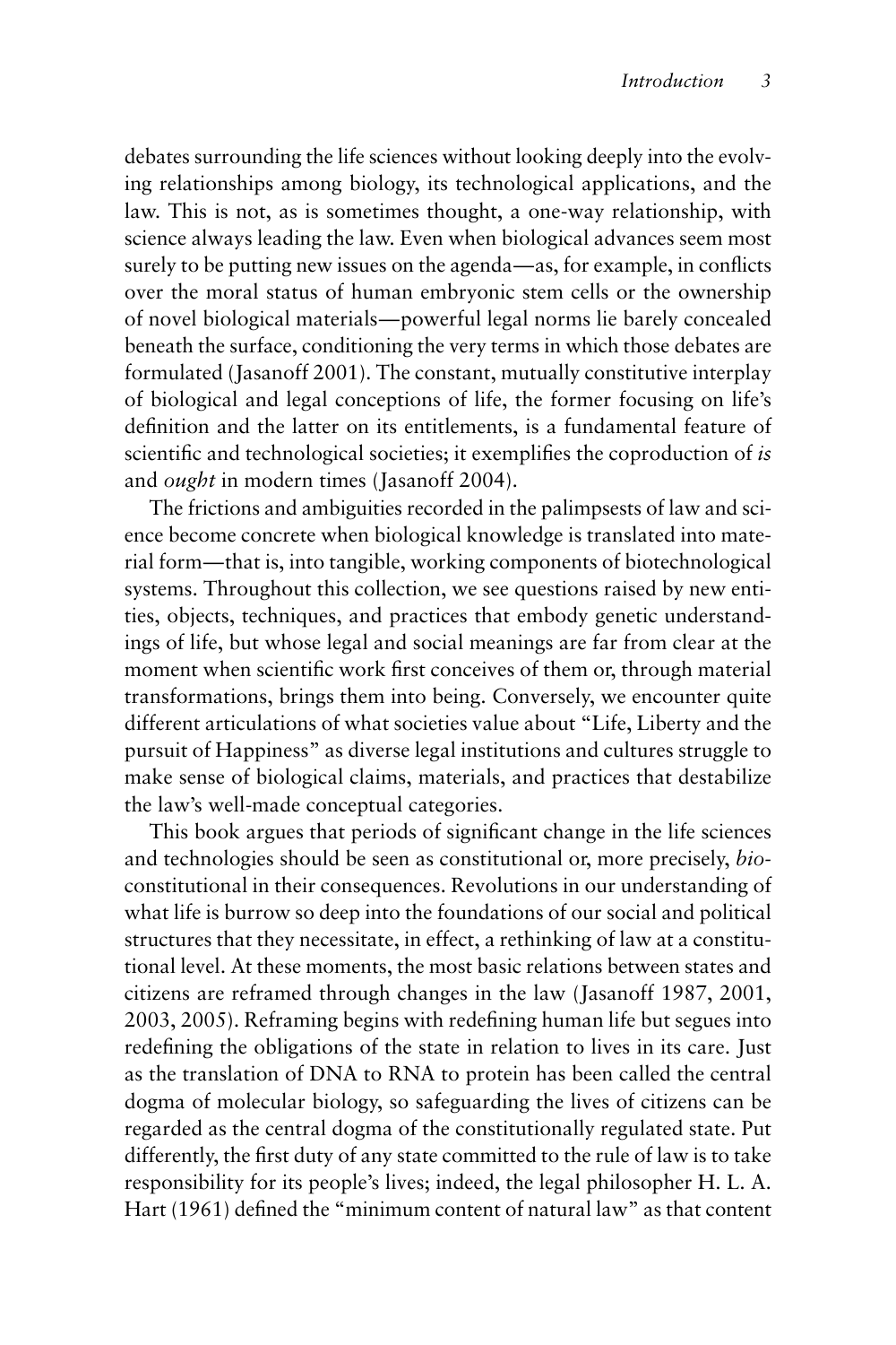debates surrounding the life sciences without looking deeply into the evolving relationships among biology, its technological applications, and the law. This is not, as is sometimes thought, a one-way relationship, with science always leading the law. Even when biological advances seem most surely to be putting new issues on the agenda—as, for example, in conflicts over the moral status of human embryonic stem cells or the ownership of novel biological materials—powerful legal norms lie barely concealed beneath the surface, conditioning the very terms in which those debates are formulated (Jasanoff 2001). The constant, mutually constitutive interplay of biological and legal conceptions of life, the former focusing on life's definition and the latter on its entitlements, is a fundamental feature of scientific and technological societies; it exemplifies the coproduction of *is* and *ought* in modern times (Jasanoff 2004).

The frictions and ambiguities recorded in the palimpsests of law and science become concrete when biological knowledge is translated into material form—that is, into tangible, working components of biotechnological systems. Throughout this collection, we see questions raised by new entities, objects, techniques, and practices that embody genetic understandings of life, but whose legal and social meanings are far from clear at the moment when scientific work first conceives of them or, through material transformations, brings them into being. Conversely, we encounter quite different articulations of what societies value about "Life, Liberty and the pursuit of Happiness" as diverse legal institutions and cultures struggle to make sense of biological claims, materials, and practices that destabilize the law's well-made conceptual categories.

This book argues that periods of significant change in the life sciences and technologies should be seen as constitutional or, more precisely, *bio*-constitutional in their consequences. Revolutions in our understanding of what life is burrow so deep into the foundations of our social and political structures that they necessitate, in effect, a rethinking of law at a constitutional level. At these moments, the most basic relations between states and citizens are reframed through changes in the law (Jasanoff 1987, 2001, 2003, 2005). Reframing begins with redefining human life but segues into redefining the obligations of the state in relation to lives in its care. Just as the translation of DNA to RNA to protein has been called the central dogma of molecular biology, so safeguarding the lives of citizens can be regarded as the central dogma of the constitutionally regulated state. Put differently, the first duty of any state committed to the rule of law is to take responsibility for its people's lives; indeed, the legal philosopher H. L. A. Hart (1961) defined the "minimum content of natural law" as that content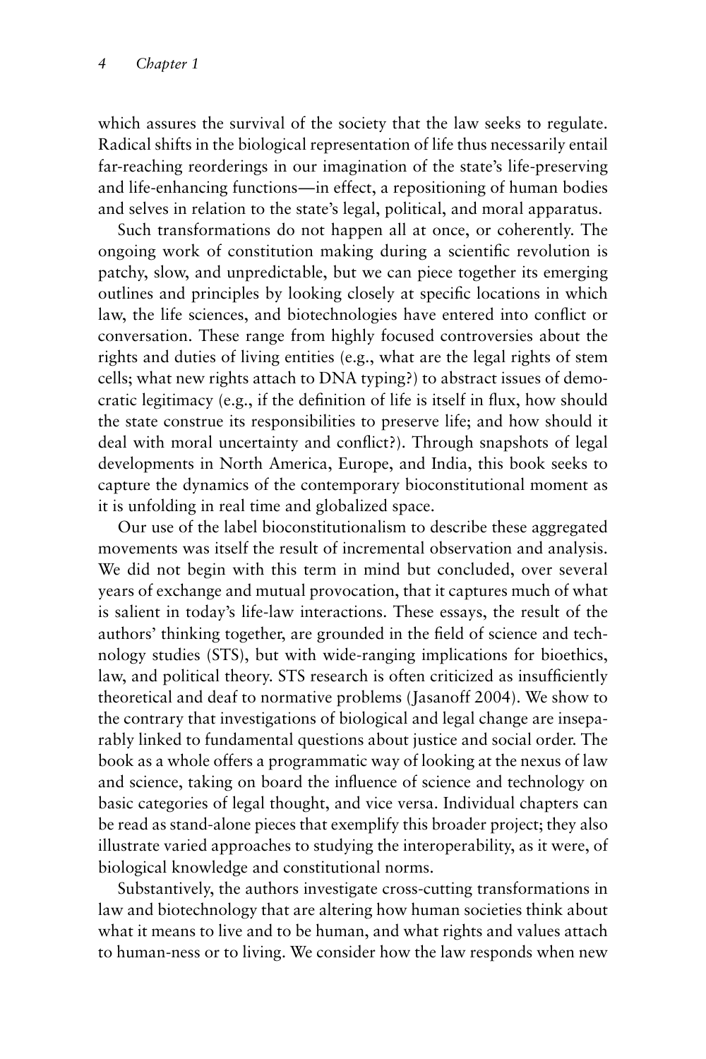which assures the survival of the society that the law seeks to regulate. Radical shifts in the biological representation of life thus necessarily entail far-reaching reorderings in our imagination of the state's life-preserving and life-enhancing functions—in effect, a repositioning of human bodies and selves in relation to the state's legal, political, and moral apparatus.

Such transformations do not happen all at once, or coherently. The ongoing work of constitution making during a scientific revolution is patchy, slow, and unpredictable, but we can piece together its emerging outlines and principles by looking closely at specific locations in which law, the life sciences, and biotechnologies have entered into conflict or conversation. These range from highly focused controversies about the rights and duties of living entities (e.g., what are the legal rights of stem cells; what new rights attach to DNA typing?) to abstract issues of democratic legitimacy (e.g., if the definition of life is itself in flux, how should the state construe its responsibilities to preserve life; and how should it deal with moral uncertainty and conflict?). Through snapshots of legal developments in North America, Europe, and India, this book seeks to capture the dynamics of the contemporary bioconstitutional moment as it is unfolding in real time and globalized space.

Our use of the label bioconstitutionalism to describe these aggregated movements was itself the result of incremental observation and analysis. We did not begin with this term in mind but concluded, over several years of exchange and mutual provocation, that it captures much of what is salient in today's life-law interactions. These essays, the result of the authors' thinking together, are grounded in the field of science and technology studies (STS), but with wide-ranging implications for bioethics, law, and political theory. STS research is often criticized as insufficiently theoretical and deaf to normative problems (Jasanoff 2004). We show to the contrary that investigations of biological and legal change are inseparably linked to fundamental questions about justice and social order. The book as a whole offers a programmatic way of looking at the nexus of law and science, taking on board the influence of science and technology on basic categories of legal thought, and vice versa. Individual chapters can be read as stand-alone pieces that exemplify this broader project; they also illustrate varied approaches to studying the interoperability, as it were, of biological knowledge and constitutional norms.

Substantively, the authors investigate cross-cutting transformations in law and biotechnology that are altering how human societies think about what it means to live and to be human, and what rights and values attach to human-ness or to living. We consider how the law responds when new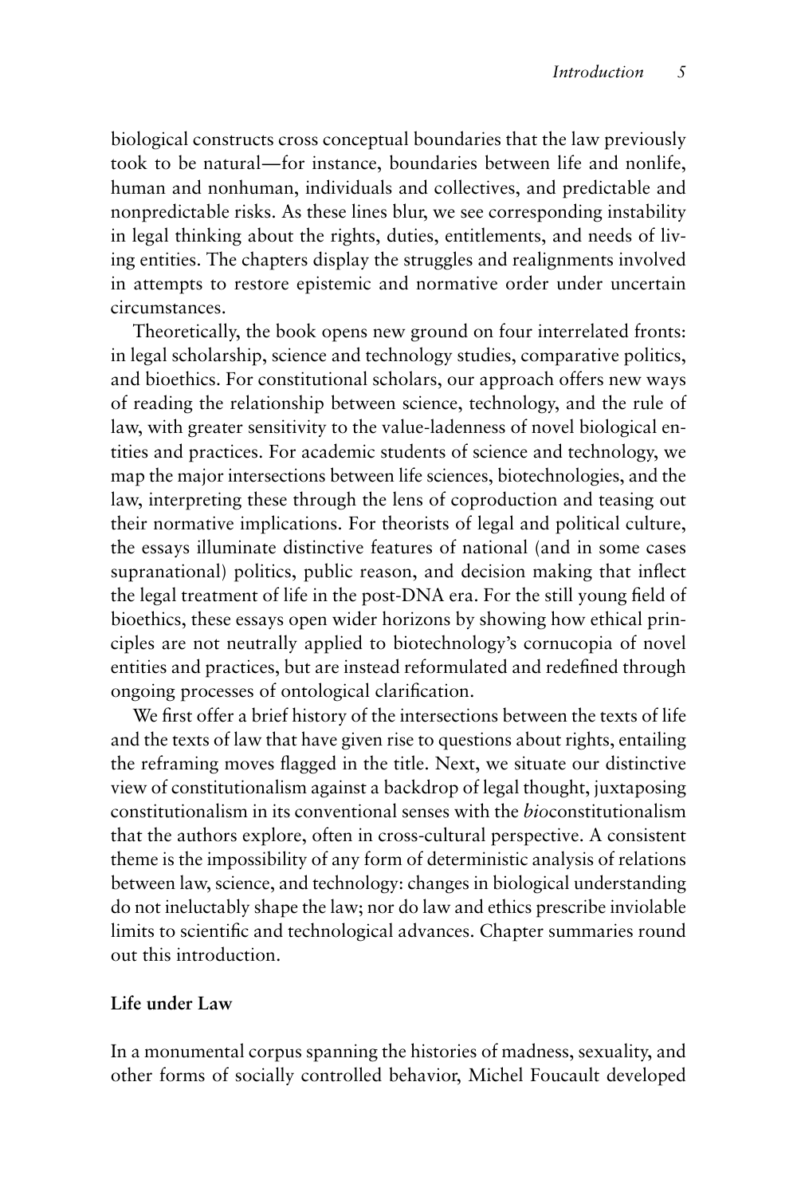biological constructs cross conceptual boundaries that the law previously took to be natural—for instance, boundaries between life and nonlife, human and nonhuman, individuals and collectives, and predictable and nonpredictable risks. As these lines blur, we see corresponding instability in legal thinking about the rights, duties, entitlements, and needs of living entities. The chapters display the struggles and realignments involved in attempts to restore epistemic and normative order under uncertain circumstances.

Theoretically, the book opens new ground on four interrelated fronts: in legal scholarship, science and technology studies, comparative politics, and bioethics. For constitutional scholars, our approach offers new ways of reading the relationship between science, technology, and the rule of law, with greater sensitivity to the value-ladenness of novel biological entities and practices. For academic students of science and technology, we map the major intersections between life sciences, biotechnologies, and the law, interpreting these through the lens of coproduction and teasing out their normative implications. For theorists of legal and political culture, the essays illuminate distinctive features of national (and in some cases supranational) politics, public reason, and decision making that inflect the legal treatment of life in the post-DNA era. For the still young field of bioethics, these essays open wider horizons by showing how ethical principles are not neutrally applied to biotechnology's cornucopia of novel entities and practices, but are instead reformulated and redefined through ongoing processes of ontological clarification.

We first offer a brief history of the intersections between the texts of life and the texts of law that have given rise to questions about rights, entailing the reframing moves flagged in the title. Next, we situate our distinctive view of constitutionalism against a backdrop of legal thought, juxtaposing constitutionalism in its conventional senses with the *bio*constitutionalism that the authors explore, often in cross-cultural perspective. A consistent theme is the impossibility of any form of deterministic analysis of relations between law, science, and technology: changes in biological understanding do not ineluctably shape the law; nor do law and ethics prescribe inviolable limits to scientific and technological advances. Chapter summaries round out this introduction.

## Life under Law

In a monumental corpus spanning the histories of madness, sexuality, and other forms of socially controlled behavior, Michel Foucault developed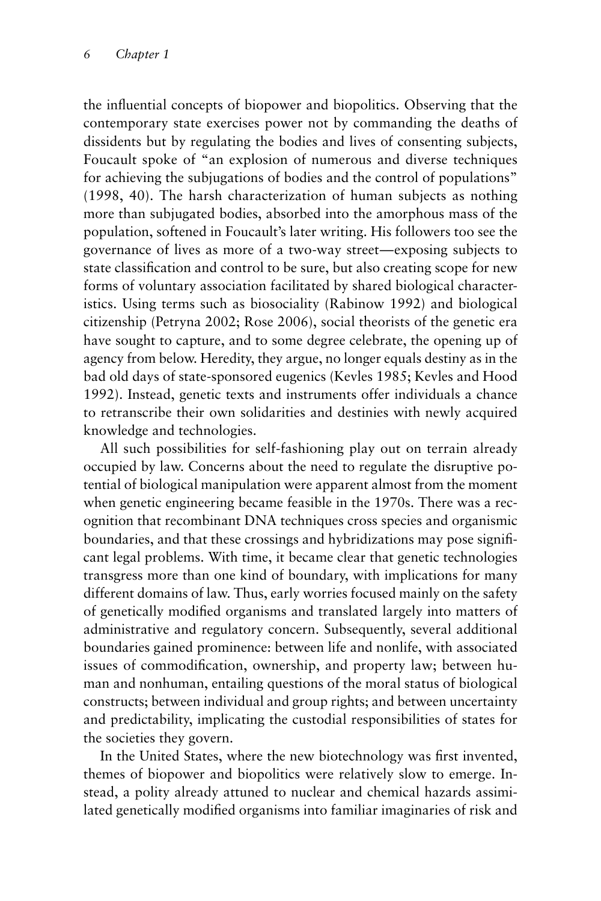the influential concepts of biopower and biopolitics. Observing that the contemporary state exercises power not by commanding the deaths of dissidents but by regulating the bodies and lives of consenting subjects, Foucault spoke of "an explosion of numerous and diverse techniques for achieving the subjugations of bodies and the control of populations" (1998, 40). The harsh characterization of human subjects as nothing more than subjugated bodies, absorbed into the amorphous mass of the population, softened in Foucault's later writing. His followers too see the governance of lives as more of a two-way street—exposing subjects to state classification and control to be sure, but also creating scope for new forms of voluntary association facilitated by shared biological characteristics. Using terms such as biosociality (Rabinow 1992) and biological citizenship (Petryna 2002; Rose 2006), social theorists of the genetic era have sought to capture, and to some degree celebrate, the opening up of agency from below. Heredity, they argue, no longer equals destiny as in the bad old days of state-sponsored eugenics (Kevles 1985; Kevles and Hood 1992). Instead, genetic texts and instruments offer individuals a chance to retranscribe their own solidarities and destinies with newly acquired knowledge and technologies.

All such possibilities for self-fashioning play out on terrain already occupied by law. Concerns about the need to regulate the disruptive potential of biological manipulation were apparent almost from the moment when genetic engineering became feasible in the 1970s. There was a recognition that recombinant DNA techniques cross species and organismic boundaries, and that these crossings and hybridizations may pose significant legal problems. With time, it became clear that genetic technologies transgress more than one kind of boundary, with implications for many different domains of law. Thus, early worries focused mainly on the safety of genetically modified organisms and translated largely into matters of administrative and regulatory concern. Subsequently, several additional boundaries gained prominence: between life and nonlife, with associated issues of commodification, ownership, and property law; between human and nonhuman, entailing questions of the moral status of biological constructs; between individual and group rights; and between uncertainty and predictability, implicating the custodial responsibilities of states for the societies they govern.

In the United States, where the new biotechnology was first invented, themes of biopower and biopolitics were relatively slow to emerge. Instead, a polity already attuned to nuclear and chemical hazards assimilated genetically modified organisms into familiar imaginaries of risk and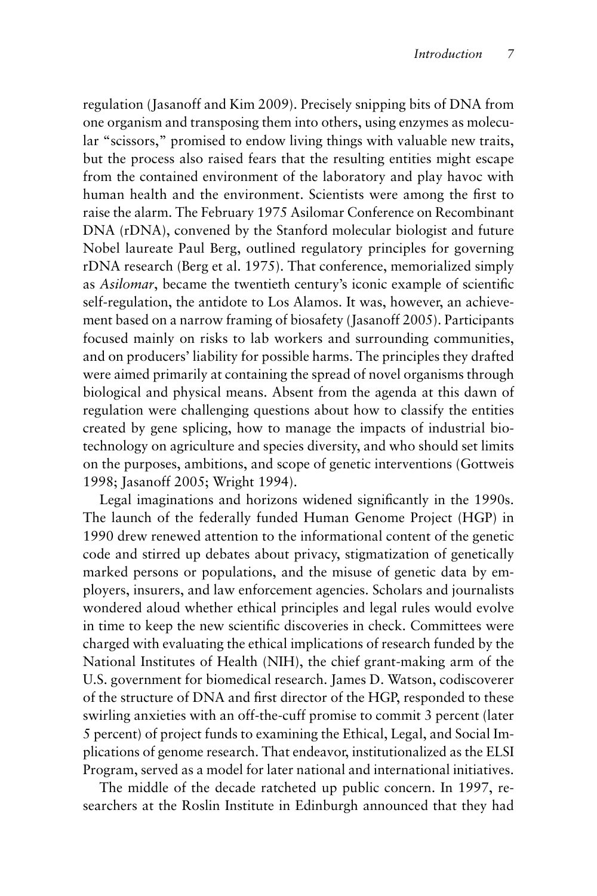regulation (Jasanoff and Kim 2009). Precisely snipping bits of DNA from one organism and transposing them into others, using enzymes as molecular "scissors," promised to endow living things with valuable new traits, but the process also raised fears that the resulting entities might escape from the contained environment of the laboratory and play havoc with human health and the environment. Scientists were among the first to raise the alarm. The February 1975 Asilomar Conference on Recombinant DNA (rDNA), convened by the Stanford molecular biologist and future Nobel laureate Paul Berg, outlined regulatory principles for governing rDNA research (Berg et al. 1975). That conference, memorialized simply as *Asilomar*, became the twentieth century's iconic example of scientific self-regulation, the antidote to Los Alamos. It was, however, an achievement based on a narrow framing of biosafety (Jasanoff 2005). Participants focused mainly on risks to lab workers and surrounding communities, and on producers' liability for possible harms. The principles they drafted were aimed primarily at containing the spread of novel organisms through biological and physical means. Absent from the agenda at this dawn of regulation were challenging questions about how to classify the entities created by gene splicing, how to manage the impacts of industrial biotechnology on agriculture and species diversity, and who should set limits on the purposes, ambitions, and scope of genetic interventions (Gottweis 1998; Jasanoff 2005; Wright 1994).

Legal imaginations and horizons widened significantly in the 1990s. The launch of the federally funded Human Genome Project (HGP) in 1990 drew renewed attention to the informational content of the genetic code and stirred up debates about privacy, stigmatization of genetically marked persons or populations, and the misuse of genetic data by employers, insurers, and law enforcement agencies. Scholars and journalists wondered aloud whether ethical principles and legal rules would evolve in time to keep the new scientific discoveries in check. Committees were charged with evaluating the ethical implications of research funded by the National Institutes of Health (NIH), the chief grant-making arm of the U.S. government for biomedical research. James D. Watson, codiscoverer of the structure of DNA and first director of the HGP, responded to these swirling anxieties with an off-the-cuff promise to commit 3 percent (later 5 percent) of project funds to examining the Ethical, Legal, and Social Implications of genome research. That endeavor, institutionalized as the ELSI Program, served as a model for later national and international initiatives.

The middle of the decade ratcheted up public concern. In 1997, researchers at the Roslin Institute in Edinburgh announced that they had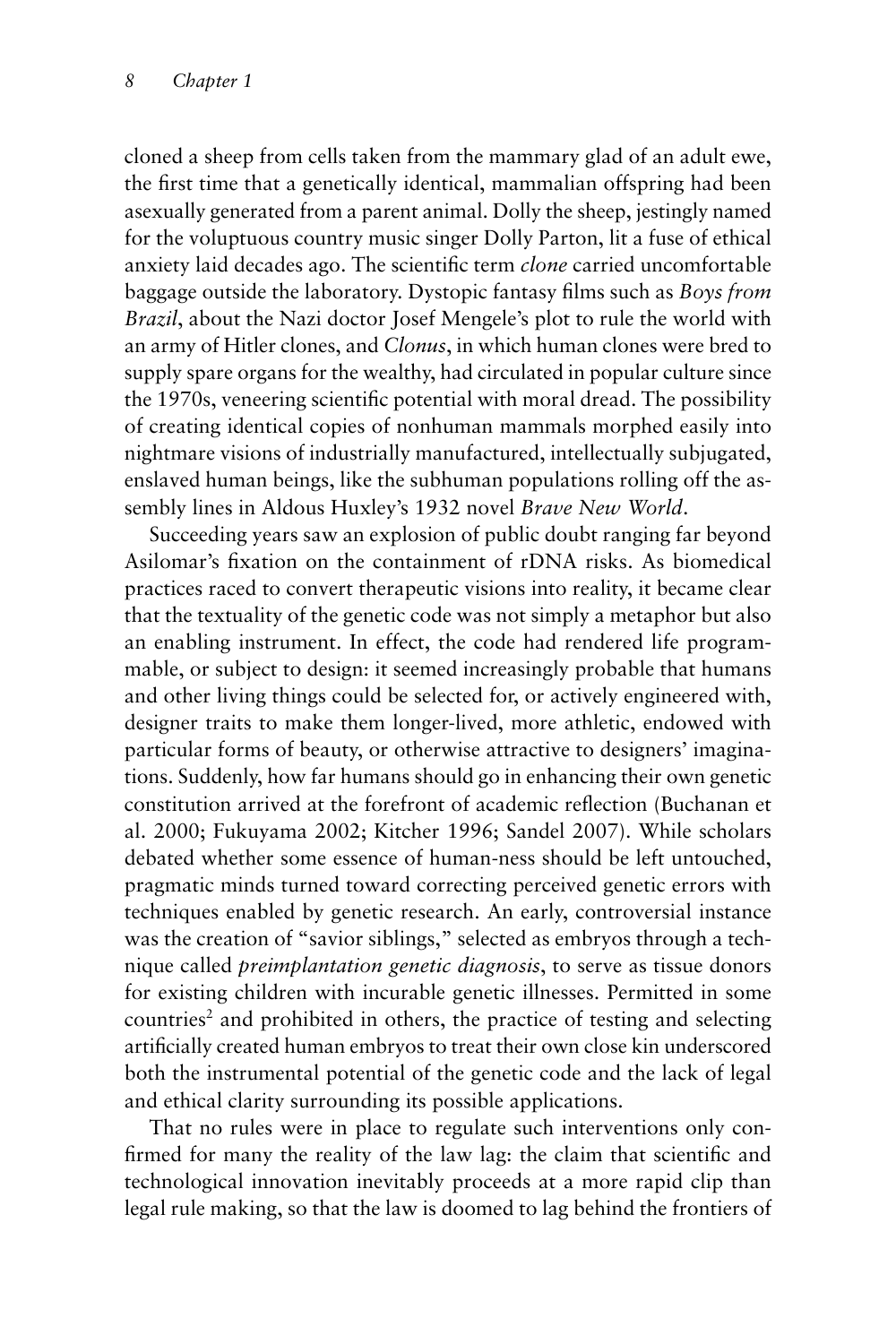cloned a sheep from cells taken from the mammary glad of an adult ewe, the first time that a genetically identical, mammalian offspring had been asexually generated from a parent animal. Dolly the sheep, jestingly named for the voluptuous country music singer Dolly Parton, lit a fuse of ethical anxiety laid decades ago. The scientific term *clone* carried uncomfortable baggage outside the laboratory. Dystopic fantasy films such as *Boys from Brazil*, about the Nazi doctor Josef Mengele's plot to rule the world with an army of Hitler clones, and *Clonus*, in which human clones were bred to supply spare organs for the wealthy, had circulated in popular culture since the 1970s, veneering scientific potential with moral dread. The possibility of creating identical copies of nonhuman mammals morphed easily into nightmare visions of industrially manufactured, intellectually subjugated, enslaved human beings, like the subhuman populations rolling off the assembly lines in Aldous Huxley's 1932 novel *Brave New World*.

Succeeding years saw an explosion of public doubt ranging far beyond Asilomar's fixation on the containment of rDNA risks. As biomedical practices raced to convert therapeutic visions into reality, it became clear that the textuality of the genetic code was not simply a metaphor but also an enabling instrument. In effect, the code had rendered life programmable, or subject to design: it seemed increasingly probable that humans and other living things could be selected for, or actively engineered with, designer traits to make them longer-lived, more athletic, endowed with particular forms of beauty, or otherwise attractive to designers' imaginations. Suddenly, how far humans should go in enhancing their own genetic constitution arrived at the forefront of academic reflection (Buchanan et al. 2000; Fukuyama 2002; Kitcher 1996; Sandel 2007). While scholars debated whether some essence of human-ness should be left untouched, pragmatic minds turned toward correcting perceived genetic errors with techniques enabled by genetic research. An early, controversial instance was the creation of "savior siblings," selected as embryos through a technique called *preimplantation genetic diagnosis*, to serve as tissue donors for existing children with incurable genetic illnesses. Permitted in some countries[2] and prohibited in others, the practice of testing and selecting artificially created human embryos to treat their own close kin underscored both the instrumental potential of the genetic code and the lack of legal and ethical clarity surrounding its possible applications.

That no rules were in place to regulate such interventions only confirmed for many the reality of the law lag: the claim that scientific and technological innovation inevitably proceeds at a more rapid clip than legal rule making, so that the law is doomed to lag behind the frontiers of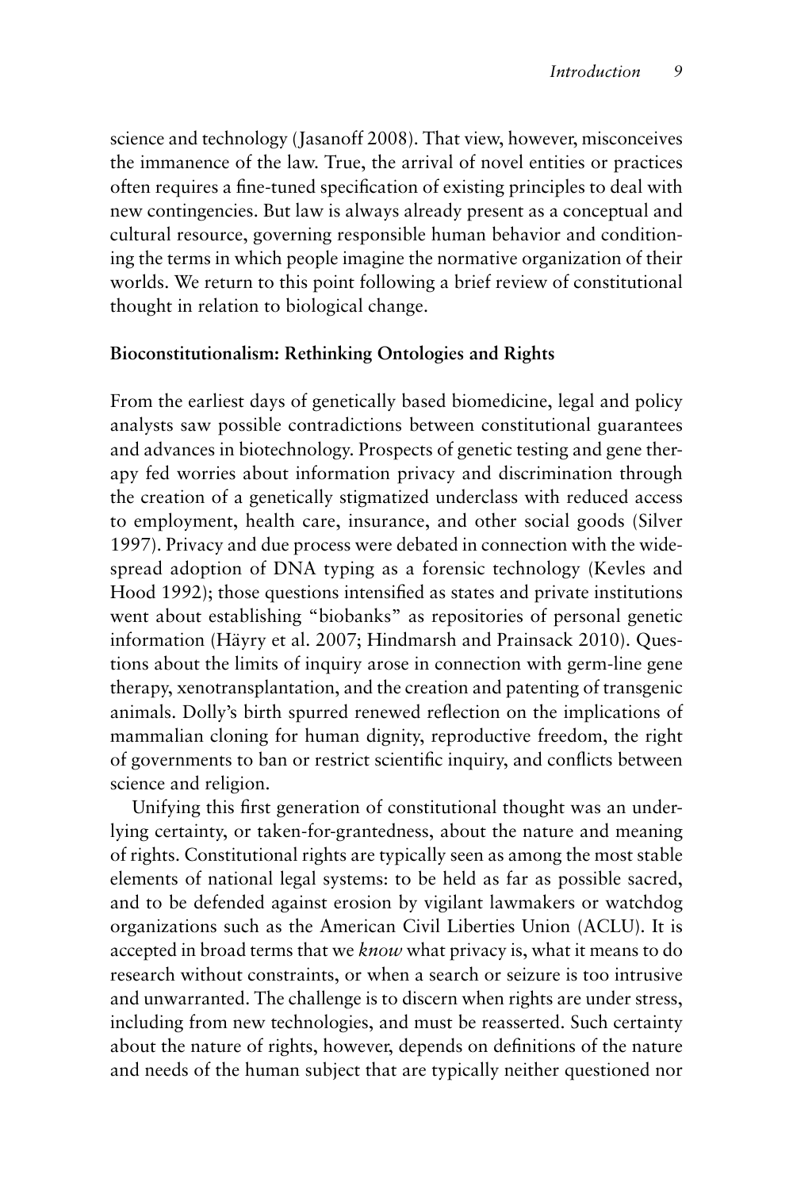science and technology (Jasanoff 2008). That view, however, misconceives the immanence of the law. True, the arrival of novel entities or practices often requires a fine-tuned specification of existing principles to deal with new contingencies. But law is always already present as a conceptual and cultural resource, governing responsible human behavior and conditioning the terms in which people imagine the normative organization of their worlds. We return to this point following a brief review of constitutional thought in relation to biological change.

## Bioconstitutionalism: Rethinking Ontologies and Rights

From the earliest days of genetically based biomedicine, legal and policy analysts saw possible contradictions between constitutional guarantees and advances in biotechnology. Prospects of genetic testing and gene therapy fed worries about information privacy and discrimination through the creation of a genetically stigmatized underclass with reduced access to employment, health care, insurance, and other social goods (Silver 1997). Privacy and due process were debated in connection with the widespread adoption of DNA typing as a forensic technology (Kevles and Hood 1992); those questions intensified as states and private institutions went about establishing "biobanks" as repositories of personal genetic information (Häyry et al. 2007; Hindmarsh and Prainsack 2010). Questions about the limits of inquiry arose in connection with germ-line gene therapy, xenotransplantation, and the creation and patenting of transgenic animals. Dolly's birth spurred renewed reflection on the implications of mammalian cloning for human dignity, reproductive freedom, the right of governments to ban or restrict scientific inquiry, and conflicts between science and religion.

Unifying this first generation of constitutional thought was an underlying certainty, or taken-for-grantedness, about the nature and meaning of rights. Constitutional rights are typically seen as among the most stable elements of national legal systems: to be held as far as possible sacred, and to be defended against erosion by vigilant lawmakers or watchdog organizations such as the American Civil Liberties Union (ACLU). It is accepted in broad terms that we *know* what privacy is, what it means to do research without constraints, or when a search or seizure is too intrusive and unwarranted. The challenge is to discern when rights are under stress, including from new technologies, and must be reasserted. Such certainty about the nature of rights, however, depends on definitions of the nature and needs of the human subject that are typically neither questioned nor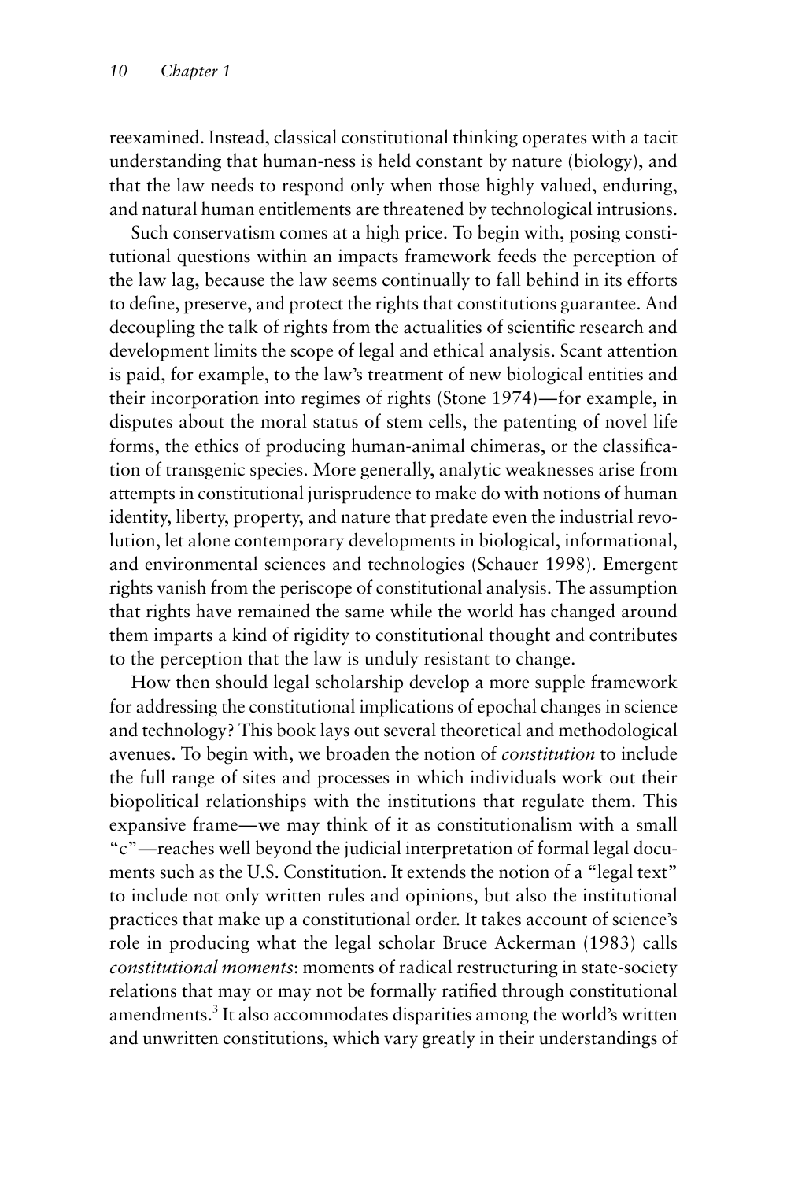reexamined. Instead, classical constitutional thinking operates with a tacit understanding that human-ness is held constant by nature (biology), and that the law needs to respond only when those highly valued, enduring, and natural human entitlements are threatened by technological intrusions.

Such conservatism comes at a high price. To begin with, posing constitutional questions within an impacts framework feeds the perception of the law lag, because the law seems continually to fall behind in its efforts to define, preserve, and protect the rights that constitutions guarantee. And decoupling the talk of rights from the actualities of scientific research and development limits the scope of legal and ethical analysis. Scant attention is paid, for example, to the law's treatment of new biological entities and their incorporation into regimes of rights (Stone 1974)—for example, in disputes about the moral status of stem cells, the patenting of novel life forms, the ethics of producing human-animal chimeras, or the classification of transgenic species. More generally, analytic weaknesses arise from attempts in constitutional jurisprudence to make do with notions of human identity, liberty, property, and nature that predate even the industrial revolution, let alone contemporary developments in biological, informational, and environmental sciences and technologies (Schauer 1998). Emergent rights vanish from the periscope of constitutional analysis. The assumption that rights have remained the same while the world has changed around them imparts a kind of rigidity to constitutional thought and contributes to the perception that the law is unduly resistant to change.

How then should legal scholarship develop a more supple framework for addressing the constitutional implications of epochal changes in science and technology? This book lays out several theoretical and methodological avenues. To begin with, we broaden the notion of *constitution* to include the full range of sites and processes in which individuals work out their biopolitical relationships with the institutions that regulate them. This expansive frame—we may think of it as constitutionalism with a small "c"—reaches well beyond the judicial interpretation of formal legal documents such as the U.S. Constitution. It extends the notion of a "legal text" to include not only written rules and opinions, but also the institutional practices that make up a constitutional order. It takes account of science's role in producing what the legal scholar Bruce Ackerman (1983) calls *constitutional moments*: moments of radical restructuring in state-society relations that may or may not be formally ratified through constitutional amendments.[3] It also accommodates disparities among the world's written and unwritten constitutions, which vary greatly in their understandings of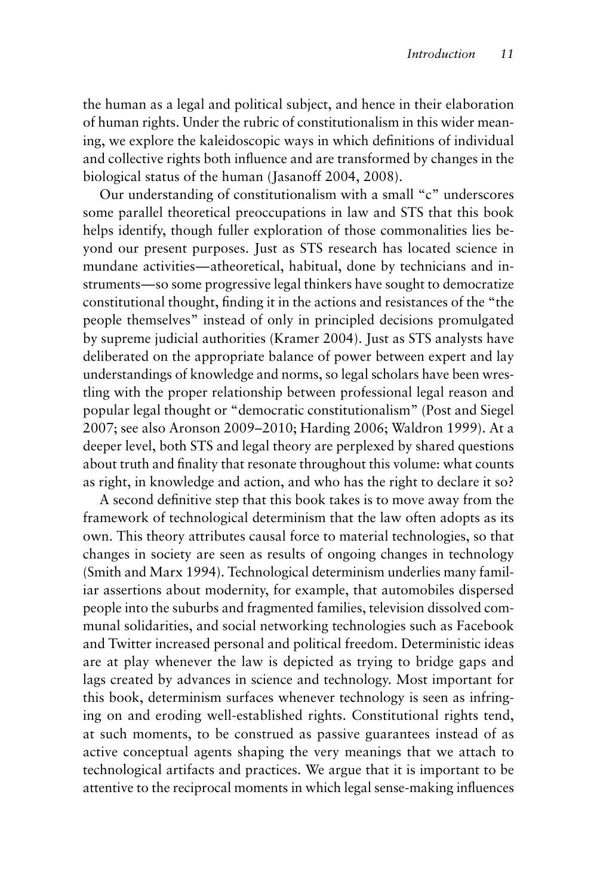the human as a legal and political subject, and hence in their elaboration of human rights. Under the rubric of constitutionalism in this wider meaning, we explore the kaleidoscopic ways in which definitions of individual and collective rights both influence and are transformed by changes in the biological status of the human (Jasanoff 2004, 2008).

Our understanding of constitutionalism with a small "c" underscores some parallel theoretical preoccupations in law and STS that this book helps identify, though fuller exploration of those commonalities lies beyond our present purposes. Just as STS research has located science in mundane activities—atheoretical, habitual, done by technicians and instruments—so some progressive legal thinkers have sought to democratize constitutional thought, finding it in the actions and resistances of the "the people themselves" instead of only in principled decisions promulgated by supreme judicial authorities (Kramer 2004). Just as STS analysts have deliberated on the appropriate balance of power between expert and lay understandings of knowledge and norms, so legal scholars have been wrestling with the proper relationship between professional legal reason and popular legal thought or "democratic constitutionalism" (Post and Siegel 2007; see also Aronson 2009–2010; Harding 2006; Waldron 1999). At a deeper level, both STS and legal theory are perplexed by shared questions about truth and finality that resonate throughout this volume: what counts as right, in knowledge and action, and who has the right to declare it so?

A second definitive step that this book takes is to move away from the framework of technological determinism that the law often adopts as its own. This theory attributes causal force to material technologies, so that changes in society are seen as results of ongoing changes in technology (Smith and Marx 1994). Technological determinism underlies many familiar assertions about modernity, for example, that automobiles dispersed people into the suburbs and fragmented families, television dissolved communal solidarities, and social networking technologies such as Facebook and Twitter increased personal and political freedom. Deterministic ideas are at play whenever the law is depicted as trying to bridge gaps and lags created by advances in science and technology. Most important for this book, determinism surfaces whenever technology is seen as infringing on and eroding well-established rights. Constitutional rights tend, at such moments, to be construed as passive guarantees instead of as active conceptual agents shaping the very meanings that we attach to technological artifacts and practices. We argue that it is important to be attentive to the reciprocal moments in which legal sense-making influences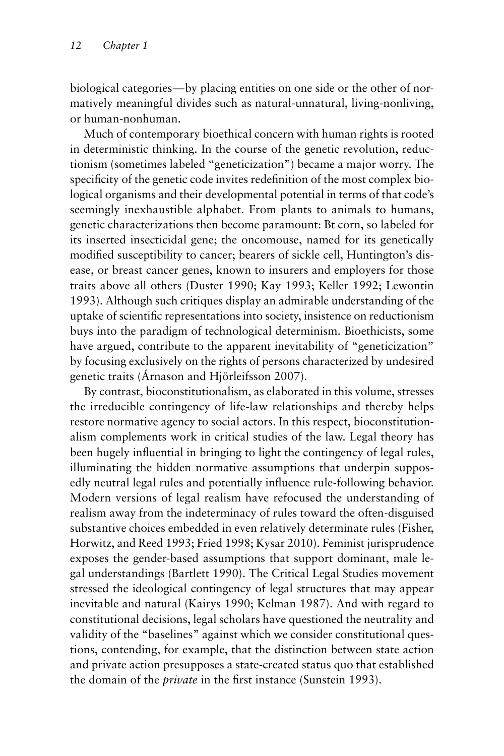biological categories—by placing entities on one side or the other of normatively meaningful divides such as natural-unnatural, living-nonliving, or human-nonhuman.

Much of contemporary bioethical concern with human rights is rooted in deterministic thinking. In the course of the genetic revolution, reductionism (sometimes labeled "geneticization") became a major worry. The specificity of the genetic code invites redefinition of the most complex biological organisms and their developmental potential in terms of that code's seemingly inexhaustible alphabet. From plants to animals to humans, genetic characterizations then become paramount: Bt corn, so labeled for its inserted insecticidal gene; the oncomouse, named for its genetically modified susceptibility to cancer; bearers of sickle cell, Huntington's disease, or breast cancer genes, known to insurers and employers for those traits above all others (Duster 1990; Kay 1993; Keller 1992; Lewontin 1993). Although such critiques display an admirable understanding of the uptake of scientific representations into society, insistence on reductionism buys into the paradigm of technological determinism. Bioethicists, some have argued, contribute to the apparent inevitability of "geneticization" by focusing exclusively on the rights of persons characterized by undesired genetic traits (Árnason and Hjörleifsson 2007).

By contrast, bioconstitutionalism, as elaborated in this volume, stresses the irreducible contingency of life-law relationships and thereby helps restore normative agency to social actors. In this respect, bioconstitutionalism complements work in critical studies of the law. Legal theory has been hugely influential in bringing to light the contingency of legal rules, illuminating the hidden normative assumptions that underpin supposedly neutral legal rules and potentially influence rule-following behavior. Modern versions of legal realism have refocused the understanding of realism away from the indeterminacy of rules toward the often-disguised substantive choices embedded in even relatively determinate rules (Fisher, Horwitz, and Reed 1993; Fried 1998; Kysar 2010). Feminist jurisprudence exposes the gender-based assumptions that support dominant, male legal understandings (Bartlett 1990). The Critical Legal Studies movement stressed the ideological contingency of legal structures that may appear inevitable and natural (Kairys 1990; Kelman 1987). And with regard to constitutional decisions, legal scholars have questioned the neutrality and validity of the "baselines" against which we consider constitutional questions, contending, for example, that the distinction between state action and private action presupposes a state-created status quo that established the domain of the *private* in the first instance (Sunstein 1993).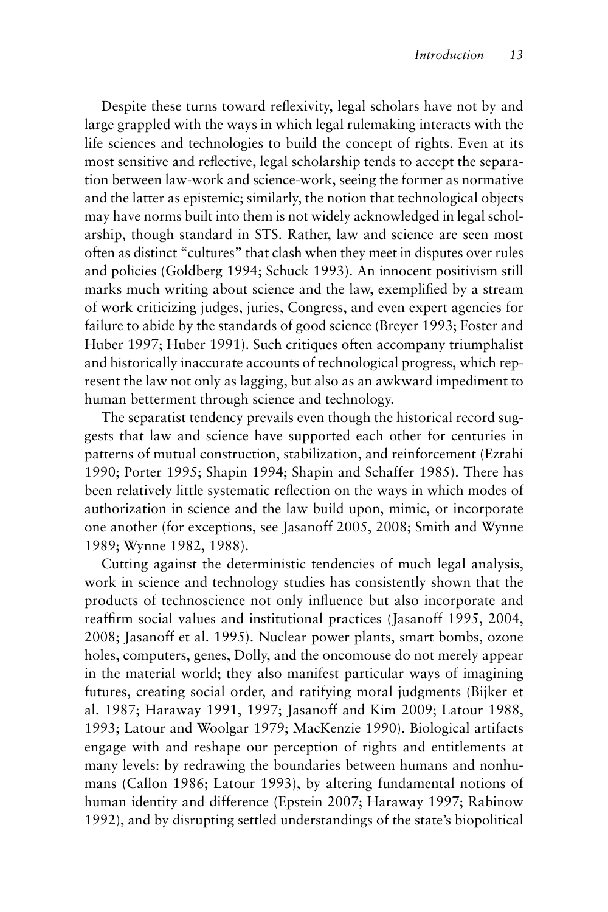Despite these turns toward reflexivity, legal scholars have not by and large grappled with the ways in which legal rulemaking interacts with the life sciences and technologies to build the concept of rights. Even at its most sensitive and reflective, legal scholarship tends to accept the separation between law-work and science-work, seeing the former as normative and the latter as epistemic; similarly, the notion that technological objects may have norms built into them is not widely acknowledged in legal scholarship, though standard in STS. Rather, law and science are seen most often as distinct "cultures" that clash when they meet in disputes over rules and policies (Goldberg 1994; Schuck 1993). An innocent positivism still marks much writing about science and the law, exemplified by a stream of work criticizing judges, juries, Congress, and even expert agencies for failure to abide by the standards of good science (Breyer 1993; Foster and Huber 1997; Huber 1991). Such critiques often accompany triumphalist and historically inaccurate accounts of technological progress, which represent the law not only as lagging, but also as an awkward impediment to human betterment through science and technology.

The separatist tendency prevails even though the historical record suggests that law and science have supported each other for centuries in patterns of mutual construction, stabilization, and reinforcement (Ezrahi 1990; Porter 1995; Shapin 1994; Shapin and Schaffer 1985). There has been relatively little systematic reflection on the ways in which modes of authorization in science and the law build upon, mimic, or incorporate one another (for exceptions, see Jasanoff 2005, 2008; Smith and Wynne 1989; Wynne 1982, 1988).

Cutting against the deterministic tendencies of much legal analysis, work in science and technology studies has consistently shown that the products of technoscience not only influence but also incorporate and reaffirm social values and institutional practices (Jasanoff 1995, 2004, 2008; Jasanoff et al. 1995). Nuclear power plants, smart bombs, ozone holes, computers, genes, Dolly, and the oncomouse do not merely appear in the material world; they also manifest particular ways of imagining futures, creating social order, and ratifying moral judgments (Bijker et al. 1987; Haraway 1991, 1997; Jasanoff and Kim 2009; Latour 1988, 1993; Latour and Woolgar 1979; MacKenzie 1990). Biological artifacts engage with and reshape our perception of rights and entitlements at many levels: by redrawing the boundaries between humans and nonhumans (Callon 1986; Latour 1993), by altering fundamental notions of human identity and difference (Epstein 2007; Haraway 1997; Rabinow 1992), and by disrupting settled understandings of the state's biopolitical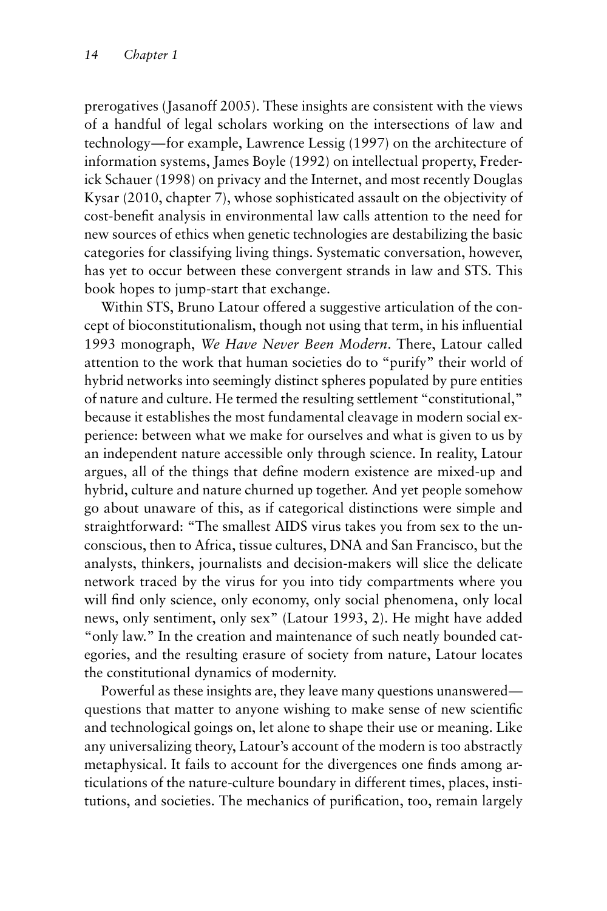prerogatives (Jasanoff 2005). These insights are consistent with the views of a handful of legal scholars working on the intersections of law and technology—for example, Lawrence Lessig (1997) on the architecture of information systems, James Boyle (1992) on intellectual property, Frederick Schauer (1998) on privacy and the Internet, and most recently Douglas Kysar (2010, chapter 7), whose sophisticated assault on the objectivity of cost-benefit analysis in environmental law calls attention to the need for new sources of ethics when genetic technologies are destabilizing the basic categories for classifying living things. Systematic conversation, however, has yet to occur between these convergent strands in law and STS. This book hopes to jump-start that exchange.

Within STS, Bruno Latour offered a suggestive articulation of the concept of bioconstitutionalism, though not using that term, in his influential 1993 monograph, *We Have Never Been Modern*. There, Latour called attention to the work that human societies do to "purify" their world of hybrid networks into seemingly distinct spheres populated by pure entities of nature and culture. He termed the resulting settlement "constitutional," because it establishes the most fundamental cleavage in modern social experience: between what we make for ourselves and what is given to us by an independent nature accessible only through science. In reality, Latour argues, all of the things that define modern existence are mixed-up and hybrid, culture and nature churned up together. And yet people somehow go about unaware of this, as if categorical distinctions were simple and straightforward: "The smallest AIDS virus takes you from sex to the unconscious, then to Africa, tissue cultures, DNA and San Francisco, but the analysts, thinkers, journalists and decision-makers will slice the delicate network traced by the virus for you into tidy compartments where you will find only science, only economy, only social phenomena, only local news, only sentiment, only sex" (Latour 1993, 2). He might have added "only law." In the creation and maintenance of such neatly bounded categories, and the resulting erasure of society from nature, Latour locates the constitutional dynamics of modernity.

Powerful as these insights are, they leave many questions unanswered—questions that matter to anyone wishing to make sense of new scientific and technological goings on, let alone to shape their use or meaning. Like any universalizing theory, Latour's account of the modern is too abstractly metaphysical. It fails to account for the divergences one finds among articulations of the nature-culture boundary in different times, places, institutions, and societies. The mechanics of purification, too, remain largely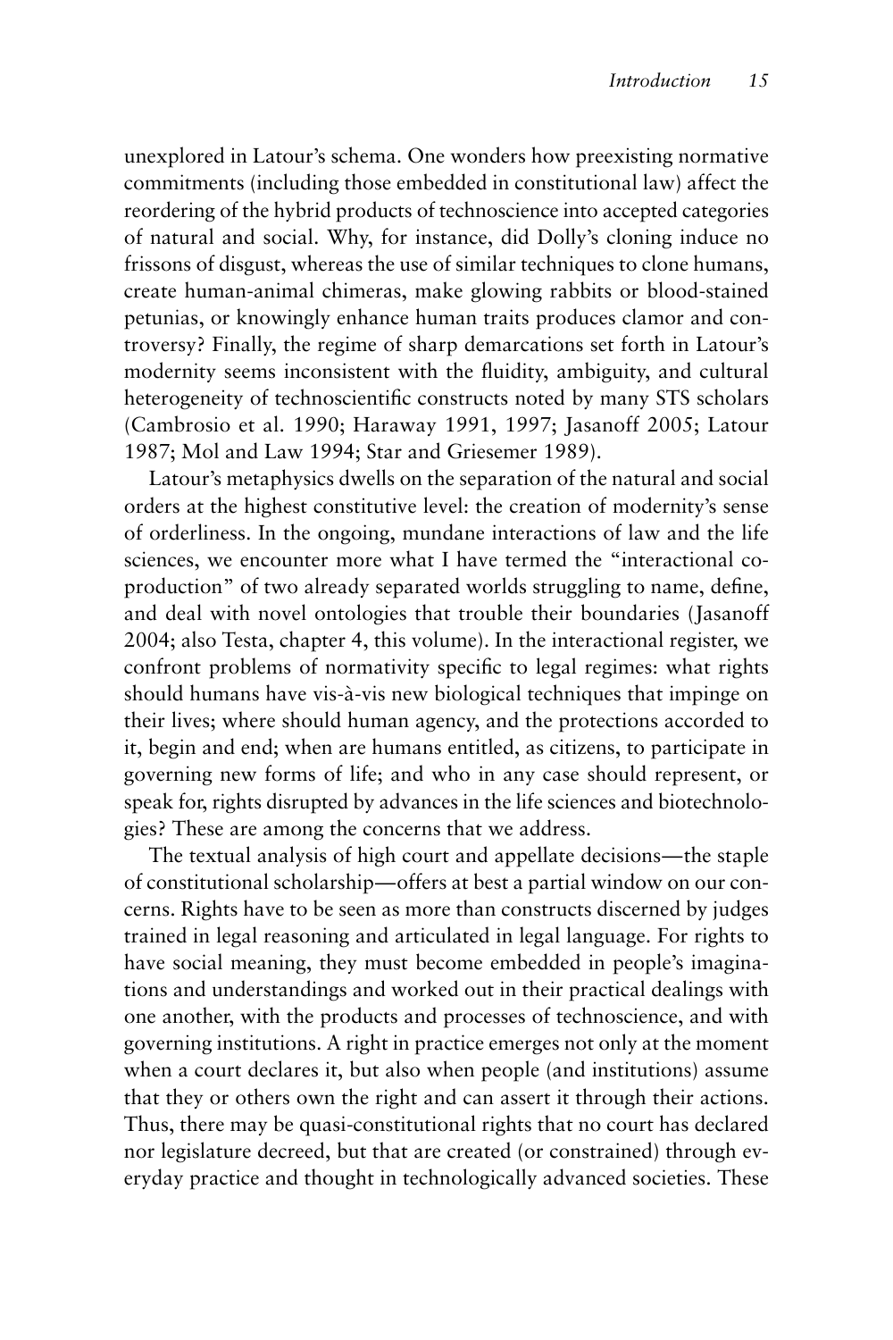unexplored in Latour's schema. One wonders how preexisting normative commitments (including those embedded in constitutional law) affect the reordering of the hybrid products of technoscience into accepted categories of natural and social. Why, for instance, did Dolly's cloning induce no frissons of disgust, whereas the use of similar techniques to clone humans, create human-animal chimeras, make glowing rabbits or blood-stained petunias, or knowingly enhance human traits produces clamor and controversy? Finally, the regime of sharp demarcations set forth in Latour's modernity seems inconsistent with the fluidity, ambiguity, and cultural heterogeneity of technoscientific constructs noted by many STS scholars (Cambrosio et al. 1990; Haraway 1991, 1997; Jasanoff 2005; Latour 1987; Mol and Law 1994; Star and Griesemer 1989).

Latour's metaphysics dwells on the separation of the natural and social orders at the highest constitutive level: the creation of modernity's sense of orderliness. In the ongoing, mundane interactions of law and the life sciences, we encounter more what I have termed the "interactional coproduction" of two already separated worlds struggling to name, define, and deal with novel ontologies that trouble their boundaries (Jasanoff 2004; also Testa, chapter 4, this volume). In the interactional register, we confront problems of normativity specific to legal regimes: what rights should humans have vis-à-vis new biological techniques that impinge on their lives; where should human agency, and the protections accorded to it, begin and end; when are humans entitled, as citizens, to participate in governing new forms of life; and who in any case should represent, or speak for, rights disrupted by advances in the life sciences and biotechnologies? These are among the concerns that we address.

The textual analysis of high court and appellate decisions—the staple of constitutional scholarship—offers at best a partial window on our concerns. Rights have to be seen as more than constructs discerned by judges trained in legal reasoning and articulated in legal language. For rights to have social meaning, they must become embedded in people's imaginations and understandings and worked out in their practical dealings with one another, with the products and processes of technoscience, and with governing institutions. A right in practice emerges not only at the moment when a court declares it, but also when people (and institutions) assume that they or others own the right and can assert it through their actions. Thus, there may be quasi-constitutional rights that no court has declared nor legislature decreed, but that are created (or constrained) through everyday practice and thought in technologically advanced societies. These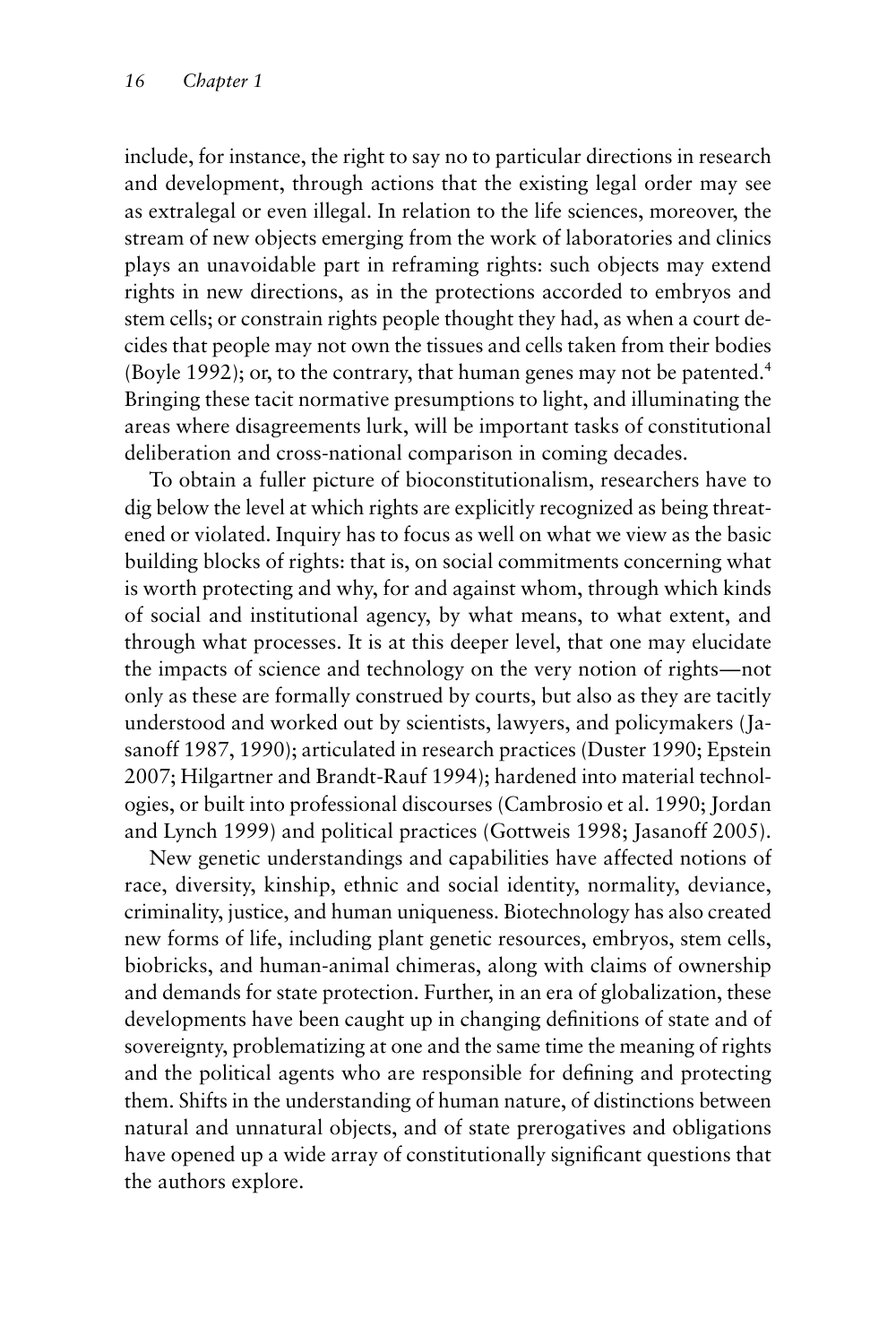include, for instance, the right to say no to particular directions in research and development, through actions that the existing legal order may see as extralegal or even illegal. In relation to the life sciences, moreover, the stream of new objects emerging from the work of laboratories and clinics plays an unavoidable part in reframing rights: such objects may extend rights in new directions, as in the protections accorded to embryos and stem cells; or constrain rights people thought they had, as when a court decides that people may not own the tissues and cells taken from their bodies (Boyle 1992); or, to the contrary, that human genes may not be patented.[4] Bringing these tacit normative presumptions to light, and illuminating the areas where disagreements lurk, will be important tasks of constitutional deliberation and cross-national comparison in coming decades.

To obtain a fuller picture of bioconstitutionalism, researchers have to dig below the level at which rights are explicitly recognized as being threatened or violated. Inquiry has to focus as well on what we view as the basic building blocks of rights: that is, on social commitments concerning what is worth protecting and why, for and against whom, through which kinds of social and institutional agency, by what means, to what extent, and through what processes. It is at this deeper level, that one may elucidate the impacts of science and technology on the very notion of rights—not only as these are formally construed by courts, but also as they are tacitly understood and worked out by scientists, lawyers, and policymakers (Jasanoff 1987, 1990); articulated in research practices (Duster 1990; Epstein 2007; Hilgartner and Brandt-Rauf 1994); hardened into material technologies, or built into professional discourses (Cambrosio et al. 1990; Jordan and Lynch 1999) and political practices (Gottweis 1998; Jasanoff 2005).

New genetic understandings and capabilities have affected notions of race, diversity, kinship, ethnic and social identity, normality, deviance, criminality, justice, and human uniqueness. Biotechnology has also created new forms of life, including plant genetic resources, embryos, stem cells, biobricks, and human-animal chimeras, along with claims of ownership and demands for state protection. Further, in an era of globalization, these developments have been caught up in changing definitions of state and of sovereignty, problematizing at one and the same time the meaning of rights and the political agents who are responsible for defining and protecting them. Shifts in the understanding of human nature, of distinctions between natural and unnatural objects, and of state prerogatives and obligations have opened up a wide array of constitutionally significant questions that the authors explore.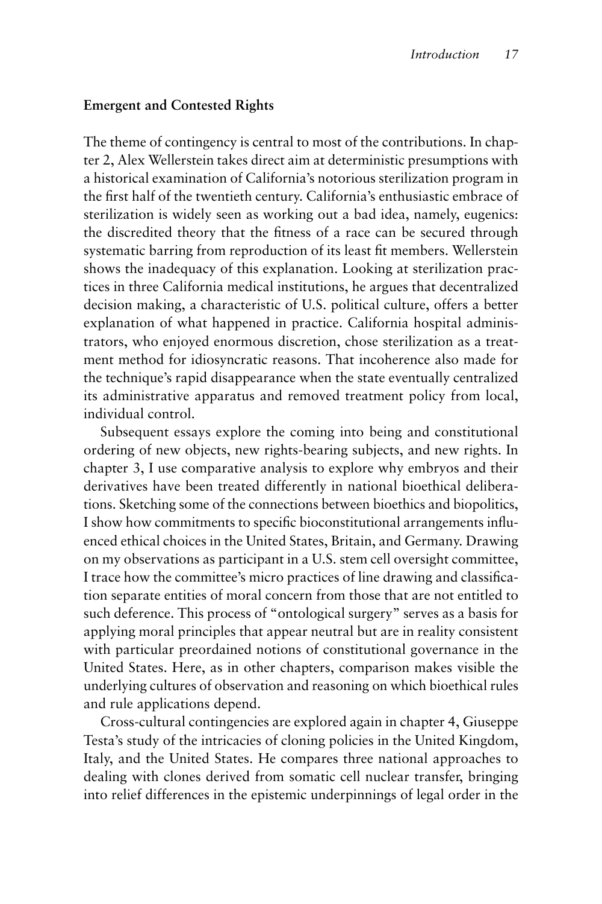### Emergent and Contested Rights

The theme of contingency is central to most of the contributions. In chapter 2, Alex Wellerstein takes direct aim at deterministic presumptions with a historical examination of California's notorious sterilization program in the first half of the twentieth century. California's enthusiastic embrace of sterilization is widely seen as working out a bad idea, namely, eugenics: the discredited theory that the fitness of a race can be secured through systematic barring from reproduction of its least fit members. Wellerstein shows the inadequacy of this explanation. Looking at sterilization practices in three California medical institutions, he argues that decentralized decision making, a characteristic of U.S. political culture, offers a better explanation of what happened in practice. California hospital administrators, who enjoyed enormous discretion, chose sterilization as a treatment method for idiosyncratic reasons. That incoherence also made for the technique's rapid disappearance when the state eventually centralized its administrative apparatus and removed treatment policy from local, individual control.

Subsequent essays explore the coming into being and constitutional ordering of new objects, new rights-bearing subjects, and new rights. In chapter 3, I use comparative analysis to explore why embryos and their derivatives have been treated differently in national bioethical deliberations. Sketching some of the connections between bioethics and biopolitics, I show how commitments to specific bioconstitutional arrangements influenced ethical choices in the United States, Britain, and Germany. Drawing on my observations as participant in a U.S. stem cell oversight committee, I trace how the committee's micro practices of line drawing and classification separate entities of moral concern from those that are not entitled to such deference. This process of "ontological surgery" serves as a basis for applying moral principles that appear neutral but are in reality consistent with particular preordained notions of constitutional governance in the United States. Here, as in other chapters, comparison makes visible the underlying cultures of observation and reasoning on which bioethical rules and rule applications depend.

Cross-cultural contingencies are explored again in chapter 4, Giuseppe Testa's study of the intricacies of cloning policies in the United Kingdom, Italy, and the United States. He compares three national approaches to dealing with clones derived from somatic cell nuclear transfer, bringing into relief differences in the epistemic underpinnings of legal order in the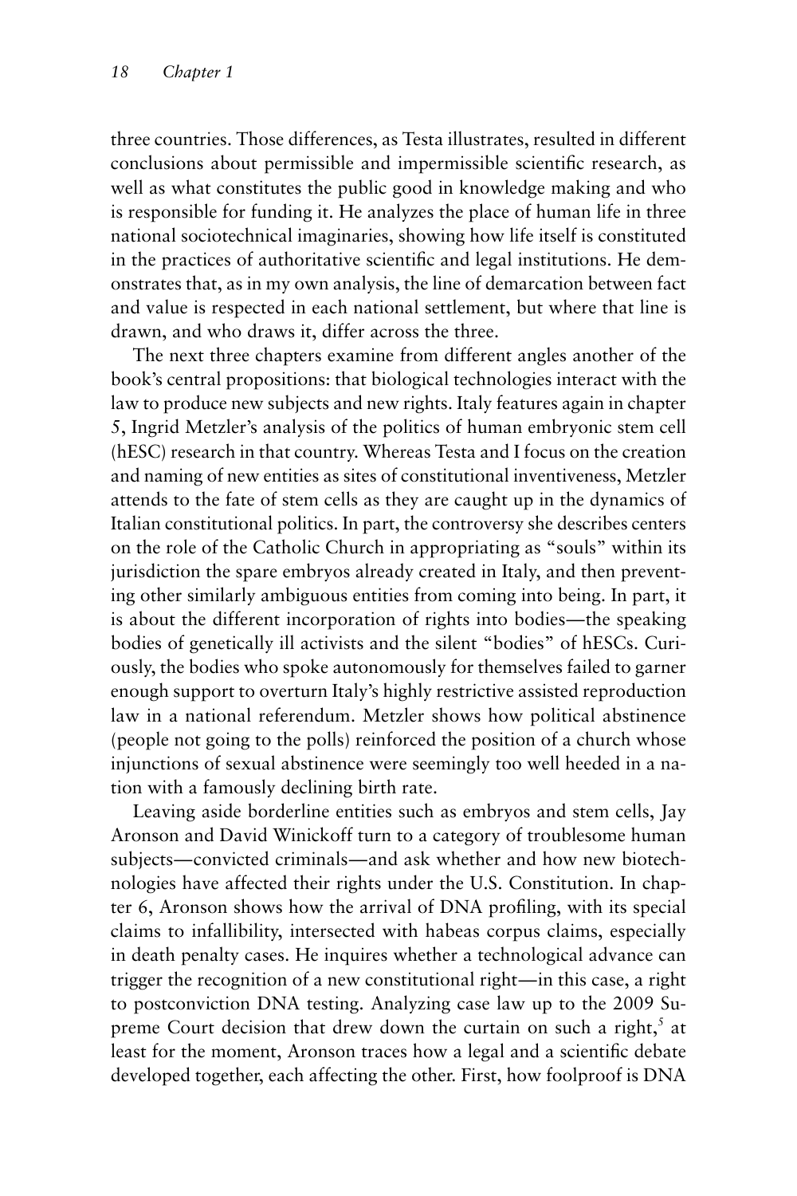three countries. Those differences, as Testa illustrates, resulted in different conclusions about permissible and impermissible scientific research, as well as what constitutes the public good in knowledge making and who is responsible for funding it. He analyzes the place of human life in three national sociotechnical imaginaries, showing how life itself is constituted in the practices of authoritative scientific and legal institutions. He demonstrates that, as in my own analysis, the line of demarcation between fact and value is respected in each national settlement, but where that line is drawn, and who draws it, differ across the three.

The next three chapters examine from different angles another of the book's central propositions: that biological technologies interact with the law to produce new subjects and new rights. Italy features again in chapter 5, Ingrid Metzler's analysis of the politics of human embryonic stem cell (hESC) research in that country. Whereas Testa and I focus on the creation and naming of new entities as sites of constitutional inventiveness, Metzler attends to the fate of stem cells as they are caught up in the dynamics of Italian constitutional politics. In part, the controversy she describes centers on the role of the Catholic Church in appropriating as "souls" within its jurisdiction the spare embryos already created in Italy, and then preventing other similarly ambiguous entities from coming into being. In part, it is about the different incorporation of rights into bodies—the speaking bodies of genetically ill activists and the silent "bodies" of hESCs. Curiously, the bodies who spoke autonomously for themselves failed to garner enough support to overturn Italy's highly restrictive assisted reproduction law in a national referendum. Metzler shows how political abstinence (people not going to the polls) reinforced the position of a church whose injunctions of sexual abstinence were seemingly too well heeded in a nation with a famously declining birth rate.

Leaving aside borderline entities such as embryos and stem cells, Jay Aronson and David Winickoff turn to a category of troublesome human subjects—convicted criminals—and ask whether and how new biotechnologies have affected their rights under the U.S. Constitution. In chapter 6, Aronson shows how the arrival of DNA profiling, with its special claims to infallibility, intersected with habeas corpus claims, especially in death penalty cases. He inquires whether a technological advance can trigger the recognition of a new constitutional right—in this case, a right to postconviction DNA testing. Analyzing case law up to the 2009 Supreme Court decision that drew down the curtain on such a right,[5] at least for the moment, Aronson traces how a legal and a scientific debate developed together, each affecting the other. First, how foolproof is DNA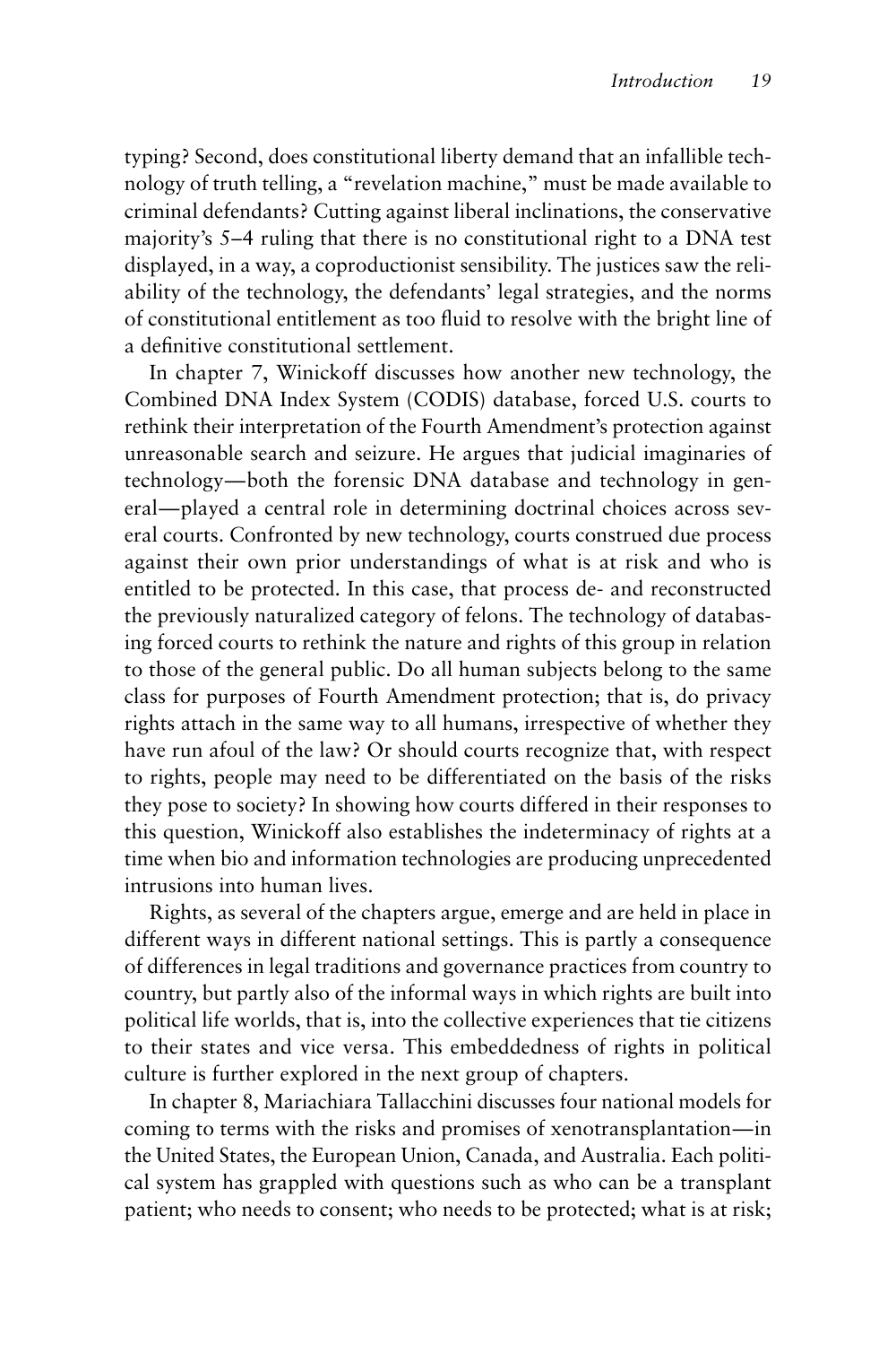typing? Second, does constitutional liberty demand that an infallible technology of truth telling, a "revelation machine," must be made available to criminal defendants? Cutting against liberal inclinations, the conservative majority's 5–4 ruling that there is no constitutional right to a DNA test displayed, in a way, a coproductionist sensibility. The justices saw the reliability of the technology, the defendants' legal strategies, and the norms of constitutional entitlement as too fluid to resolve with the bright line of a definitive constitutional settlement.

In chapter 7, Winickoff discusses how another new technology, the Combined DNA Index System (CODIS) database, forced U.S. courts to rethink their interpretation of the Fourth Amendment's protection against unreasonable search and seizure. He argues that judicial imaginaries of technology—both the forensic DNA database and technology in general—played a central role in determining doctrinal choices across several courts. Confronted by new technology, courts construed due process against their own prior understandings of what is at risk and who is entitled to be protected. In this case, that process de- and reconstructed the previously naturalized category of felons. The technology of databasing forced courts to rethink the nature and rights of this group in relation to those of the general public. Do all human subjects belong to the same class for purposes of Fourth Amendment protection; that is, do privacy rights attach in the same way to all humans, irrespective of whether they have run afoul of the law? Or should courts recognize that, with respect to rights, people may need to be differentiated on the basis of the risks they pose to society? In showing how courts differed in their responses to this question, Winickoff also establishes the indeterminacy of rights at a time when bio and information technologies are producing unprecedented intrusions into human lives.

Rights, as several of the chapters argue, emerge and are held in place in different ways in different national settings. This is partly a consequence of differences in legal traditions and governance practices from country to country, but partly also of the informal ways in which rights are built into political life worlds, that is, into the collective experiences that tie citizens to their states and vice versa. This embeddedness of rights in political culture is further explored in the next group of chapters.

In chapter 8, Mariachiara Tallacchini discusses four national models for coming to terms with the risks and promises of xenotransplantation—in the United States, the European Union, Canada, and Australia. Each political system has grappled with questions such as who can be a transplant patient; who needs to consent; who needs to be protected; what is at risk;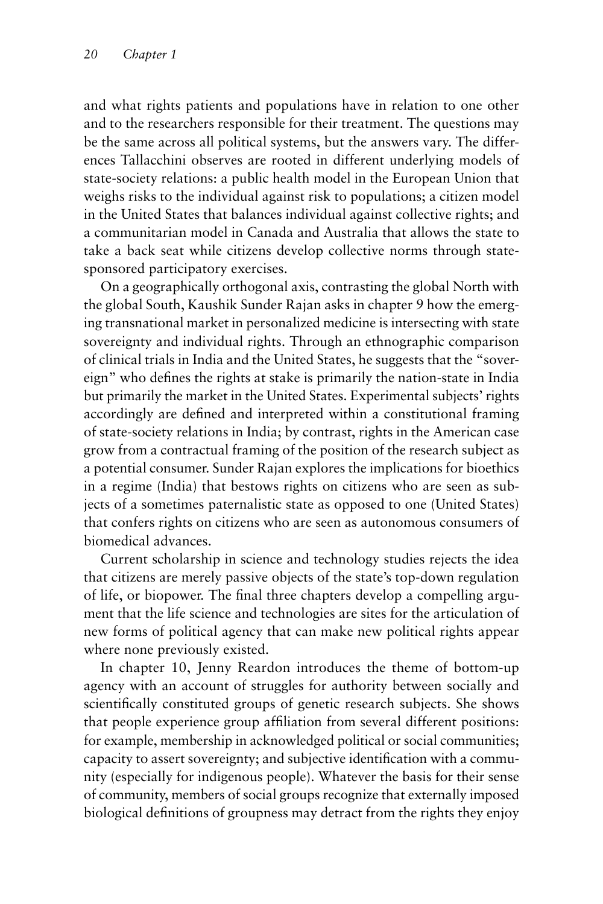and what rights patients and populations have in relation to one other and to the researchers responsible for their treatment. The questions may be the same across all political systems, but the answers vary. The differences Tallacchini observes are rooted in different underlying models of state-society relations: a public health model in the European Union that weighs risks to the individual against risk to populations; a citizen model in the United States that balances individual against collective rights; and a communitarian model in Canada and Australia that allows the state to take a back seat while citizens develop collective norms through state-sponsored participatory exercises.

On a geographically orthogonal axis, contrasting the global North with the global South, Kaushik Sunder Rajan asks in chapter 9 how the emerging transnational market in personalized medicine is intersecting with state sovereignty and individual rights. Through an ethnographic comparison of clinical trials in India and the United States, he suggests that the "sovereign" who defines the rights at stake is primarily the nation-state in India but primarily the market in the United States. Experimental subjects' rights accordingly are defined and interpreted within a constitutional framing of state-society relations in India; by contrast, rights in the American case grow from a contractual framing of the position of the research subject as a potential consumer. Sunder Rajan explores the implications for bioethics in a regime (India) that bestows rights on citizens who are seen as subjects of a sometimes paternalistic state as opposed to one (United States) that confers rights on citizens who are seen as autonomous consumers of biomedical advances.

Current scholarship in science and technology studies rejects the idea that citizens are merely passive objects of the state's top-down regulation of life, or biopower. The final three chapters develop a compelling argument that the life science and technologies are sites for the articulation of new forms of political agency that can make new political rights appear where none previously existed.

In chapter 10, Jenny Reardon introduces the theme of bottom-up agency with an account of struggles for authority between socially and scientifically constituted groups of genetic research subjects. She shows that people experience group affiliation from several different positions: for example, membership in acknowledged political or social communities; capacity to assert sovereignty; and subjective identification with a community (especially for indigenous people). Whatever the basis for their sense of community, members of social groups recognize that externally imposed biological definitions of groupness may detract from the rights they enjoy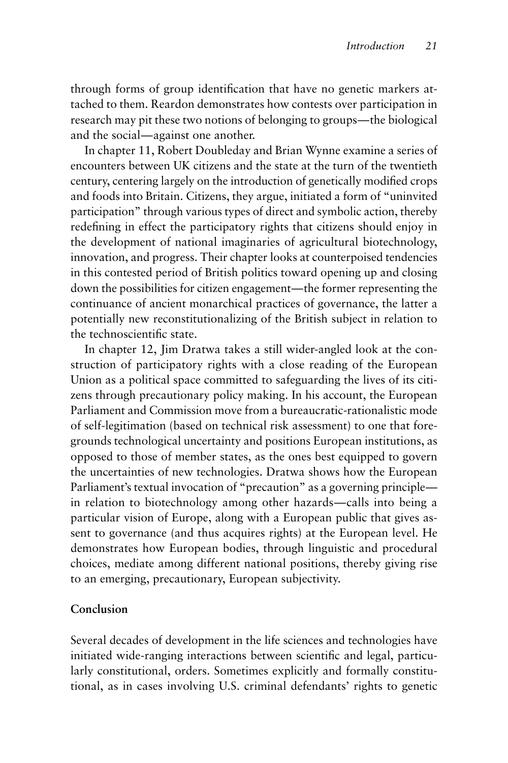through forms of group identification that have no genetic markers attached to them. Reardon demonstrates how contests over participation in research may pit these two notions of belonging to groups—the biological and the social—against one another.

In chapter 11, Robert Doubleday and Brian Wynne examine a series of encounters between UK citizens and the state at the turn of the twentieth century, centering largely on the introduction of genetically modified crops and foods into Britain. Citizens, they argue, initiated a form of "uninvited participation" through various types of direct and symbolic action, thereby redefining in effect the participatory rights that citizens should enjoy in the development of national imaginaries of agricultural biotechnology, innovation, and progress. Their chapter looks at counterpoised tendencies in this contested period of British politics toward opening up and closing down the possibilities for citizen engagement—the former representing the continuance of ancient monarchical practices of governance, the latter a potentially new reconstitutionalizing of the British subject in relation to the technoscientific state.

In chapter 12, Jim Dratwa takes a still wider-angled look at the construction of participatory rights with a close reading of the European Union as a political space committed to safeguarding the lives of its citizens through precautionary policy making. In his account, the European Parliament and Commission move from a bureaucratic-rationalistic mode of self-legitimation (based on technical risk assessment) to one that foregrounds technological uncertainty and positions European institutions, as opposed to those of member states, as the ones best equipped to govern the uncertainties of new technologies. Dratwa shows how the European Parliament's textual invocation of "precaution" as a governing principle—in relation to biotechnology among other hazards—calls into being a particular vision of Europe, along with a European public that gives assent to governance (and thus acquires rights) at the European level. He demonstrates how European bodies, through linguistic and procedural choices, mediate among different national positions, thereby giving rise to an emerging, precautionary, European subjectivity.

## Conclusion

Several decades of development in the life sciences and technologies have initiated wide-ranging interactions between scientific and legal, particularly constitutional, orders. Sometimes explicitly and formally constitutional, as in cases involving U.S. criminal defendants' rights to genetic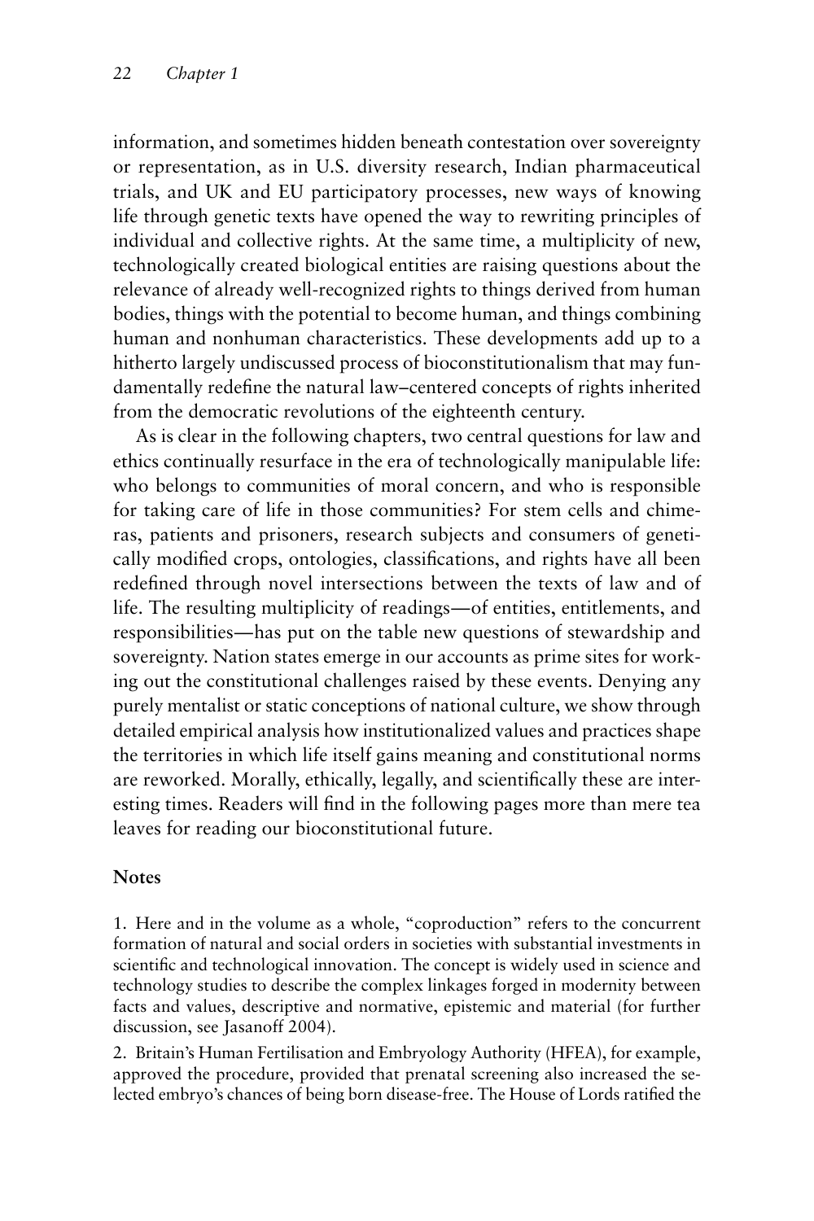information, and sometimes hidden beneath contestation over sovereignty or representation, as in U.S. diversity research, Indian pharmaceutical trials, and UK and EU participatory processes, new ways of knowing life through genetic texts have opened the way to rewriting principles of individual and collective rights. At the same time, a multiplicity of new, technologically created biological entities are raising questions about the relevance of already well-recognized rights to things derived from human bodies, things with the potential to become human, and things combining human and nonhuman characteristics. These developments add up to a hitherto largely undiscussed process of bioconstitutionalism that may fundamentally redefine the natural law–centered concepts of rights inherited from the democratic revolutions of the eighteenth century.

As is clear in the following chapters, two central questions for law and ethics continually resurface in the era of technologically manipulable life: who belongs to communities of moral concern, and who is responsible for taking care of life in those communities? For stem cells and chimeras, patients and prisoners, research subjects and consumers of genetically modified crops, ontologies, classifications, and rights have all been redefined through novel intersections between the texts of law and of life. The resulting multiplicity of readings—of entities, entitlements, and responsibilities—has put on the table new questions of stewardship and sovereignty. Nation states emerge in our accounts as prime sites for working out the constitutional challenges raised by these events. Denying any purely mentalist or static conceptions of national culture, we show through detailed empirical analysis how institutionalized values and practices shape the territories in which life itself gains meaning and constitutional norms are reworked. Morally, ethically, legally, and scientifically these are interesting times. Readers will find in the following pages more than mere tea leaves for reading our bioconstitutional future.

## Notes

1. Here and in the volume as a whole, "coproduction" refers to the concurrent formation of natural and social orders in societies with substantial investments in scientific and technological innovation. The concept is widely used in science and technology studies to describe the complex linkages forged in modernity between facts and values, descriptive and normative, epistemic and material (for further discussion, see Jasanoff 2004).

2. Britain's Human Fertilisation and Embryology Authority (HFEA), for example, approved the procedure, provided that prenatal screening also increased the selected embryo's chances of being born disease-free. The House of Lords ratified the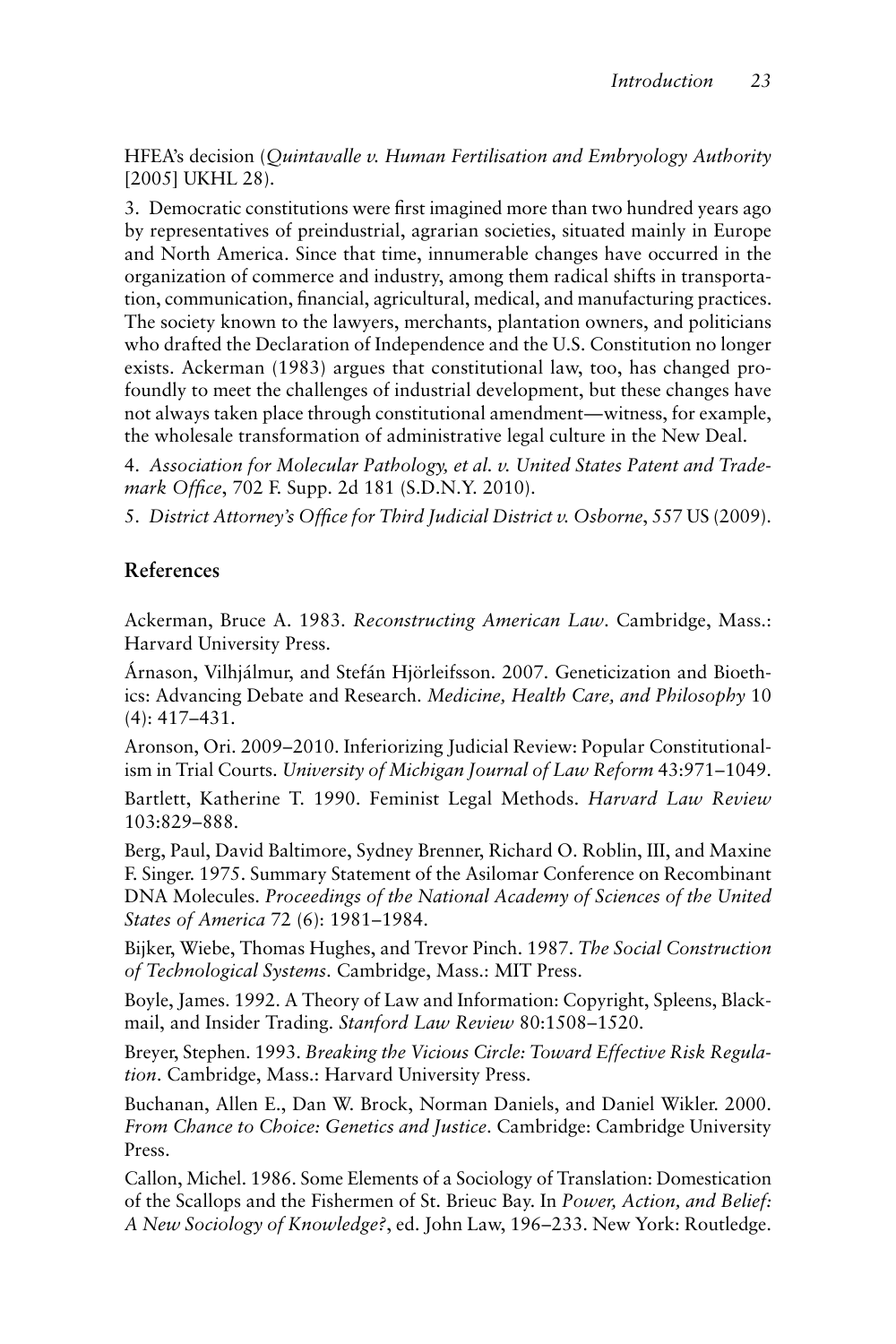HFEA's decision (*Quintavalle v. Human Fertilisation and Embryology Authority* [2005] UKHL 28).

3. Democratic constitutions were first imagined more than two hundred years ago by representatives of preindustrial, agrarian societies, situated mainly in Europe and North America. Since that time, innumerable changes have occurred in the organization of commerce and industry, among them radical shifts in transportation, communication, financial, agricultural, medical, and manufacturing practices. The society known to the lawyers, merchants, plantation owners, and politicians who drafted the Declaration of Independence and the U.S. Constitution no longer exists. Ackerman (1983) argues that constitutional law, too, has changed profoundly to meet the challenges of industrial development, but these changes have not always taken place through constitutional amendment—witness, for example, the wholesale transformation of administrative legal culture in the New Deal.

4. *Association for Molecular Pathology, et al. v. United States Patent and Trademark Office*, 702 F. Supp. 2d 181 (S.D.N.Y. 2010).

5. *District Attorney's Office for Third Judicial District v. Osborne*, 557 US (2009).

## References

Ackerman, Bruce A. 1983. *Reconstructing American Law*. Cambridge, Mass.: Harvard University Press.

Árnason, Vilhjálmur, and Stefán Hjörleifsson. 2007. Geneticization and Bioethics: Advancing Debate and Research. *Medicine, Health Care, and Philosophy* 10 (4): 417–431.

Aronson, Ori. 2009–2010. Inferiorizing Judicial Review: Popular Constitutionalism in Trial Courts. *University of Michigan Journal of Law Reform* 43:971–1049.

Bartlett, Katherine T. 1990. Feminist Legal Methods. *Harvard Law Review* 103:829–888.

Berg, Paul, David Baltimore, Sydney Brenner, Richard O. Roblin, III, and Maxine F. Singer. 1975. Summary Statement of the Asilomar Conference on Recombinant DNA Molecules. *Proceedings of the National Academy of Sciences of the United States of America* 72 (6): 1981–1984.

Bijker, Wiebe, Thomas Hughes, and Trevor Pinch. 1987. *The Social Construction of Technological Systems*. Cambridge, Mass.: MIT Press.

Boyle, James. 1992. A Theory of Law and Information: Copyright, Spleens, Blackmail, and Insider Trading. *Stanford Law Review* 80:1508–1520.

Breyer, Stephen. 1993. *Breaking the Vicious Circle: Toward Effective Risk Regulation*. Cambridge, Mass.: Harvard University Press.

Buchanan, Allen E., Dan W. Brock, Norman Daniels, and Daniel Wikler. 2000. *From Chance to Choice: Genetics and Justice*. Cambridge: Cambridge University Press.

Callon, Michel. 1986. Some Elements of a Sociology of Translation: Domestication of the Scallops and the Fishermen of St. Brieuc Bay. In *Power, Action, and Belief: A New Sociology of Knowledge?*, ed. John Law, 196–233. New York: Routledge.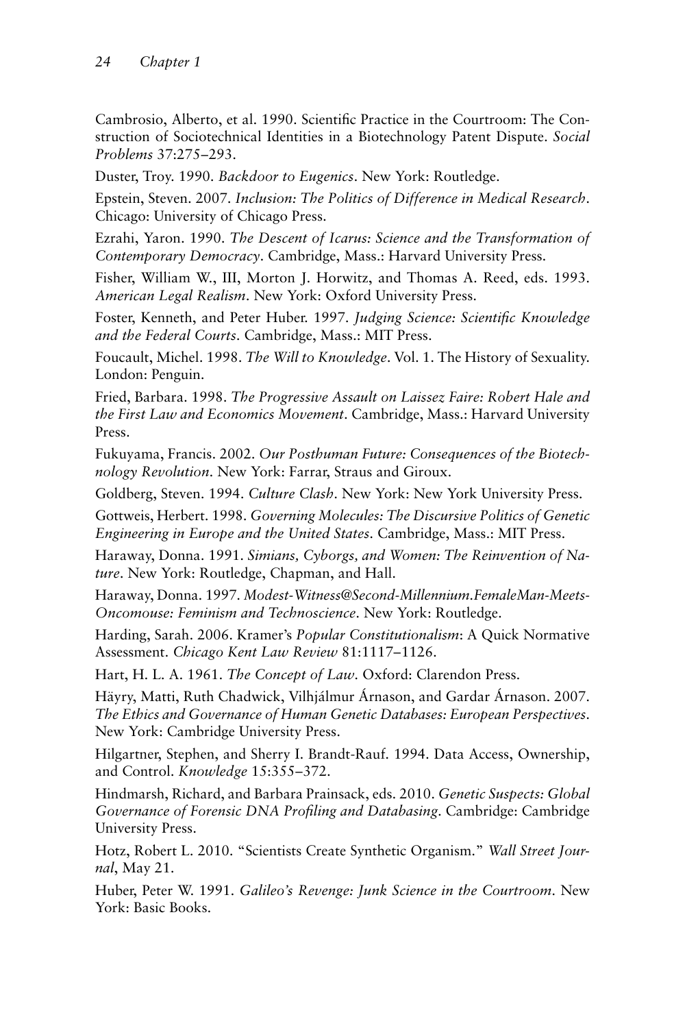Cambrosio, Alberto, et al. 1990. Scientific Practice in the Courtroom: The Construction of Sociotechnical Identities in a Biotechnology Patent Dispute. *Social Problems* 37:275–293.

Duster, Troy. 1990. *Backdoor to Eugenics*. New York: Routledge.

Epstein, Steven. 2007. *Inclusion: The Politics of Difference in Medical Research*. Chicago: University of Chicago Press.

Ezrahi, Yaron. 1990. *The Descent of Icarus: Science and the Transformation of Contemporary Democracy*. Cambridge, Mass.: Harvard University Press.

Fisher, William W., III, Morton J. Horwitz, and Thomas A. Reed, eds. 1993. *American Legal Realism*. New York: Oxford University Press.

Foster, Kenneth, and Peter Huber. 1997. *Judging Science: Scientific Knowledge and the Federal Courts*. Cambridge, Mass.: MIT Press.

Foucault, Michel. 1998. *The Will to Knowledge*. Vol. 1. The History of Sexuality. London: Penguin.

Fried, Barbara. 1998. *The Progressive Assault on Laissez Faire: Robert Hale and the First Law and Economics Movement*. Cambridge, Mass.: Harvard University Press.

Fukuyama, Francis. 2002. *Our Posthuman Future: Consequences of the Biotechnology Revolution*. New York: Farrar, Straus and Giroux.

Goldberg, Steven. 1994. *Culture Clash*. New York: New York University Press.

Gottweis, Herbert. 1998. *Governing Molecules: The Discursive Politics of Genetic Engineering in Europe and the United States*. Cambridge, Mass.: MIT Press.

Haraway, Donna. 1991. *Simians, Cyborgs, and Women: The Reinvention of Nature*. New York: Routledge, Chapman, and Hall.

Haraway, Donna. 1997. *Modest-Witness@Second-Millennium.FemaleMan-Meets-Oncomouse: Feminism and Technoscience*. New York: Routledge.

Harding, Sarah. 2006. Kramer's *Popular Constitutionalism*: A Quick Normative Assessment. *Chicago Kent Law Review* 81:1117–1126.

Hart, H. L. A. 1961. *The Concept of Law*. Oxford: Clarendon Press.

Häyry, Matti, Ruth Chadwick, Vilhjálmur Árnason, and Gardar Árnason. 2007. *The Ethics and Governance of Human Genetic Databases: European Perspectives*. New York: Cambridge University Press.

Hilgartner, Stephen, and Sherry I. Brandt-Rauf. 1994. Data Access, Ownership, and Control. *Knowledge* 15:355–372.

Hindmarsh, Richard, and Barbara Prainsack, eds. 2010. *Genetic Suspects: Global Governance of Forensic DNA Profiling and Databasing*. Cambridge: Cambridge University Press.

Hotz, Robert L. 2010. "Scientists Create Synthetic Organism." *Wall Street Journal*, May 21.

Huber, Peter W. 1991. *Galileo's Revenge: Junk Science in the Courtroom*. New York: Basic Books.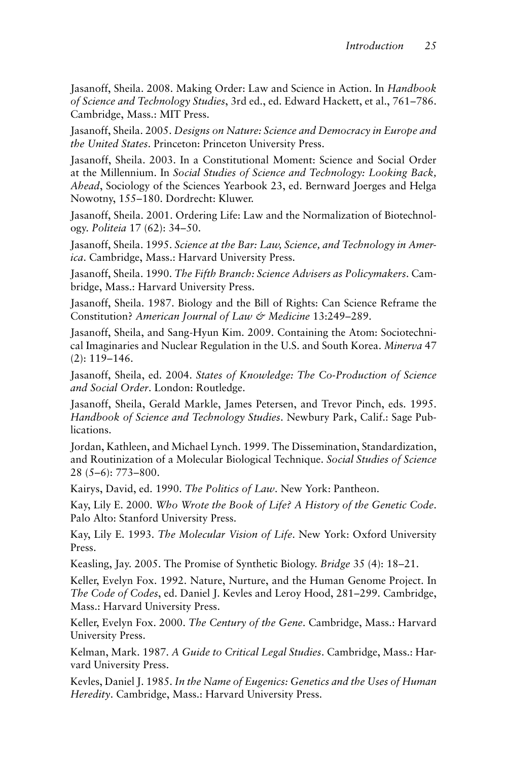Jasanoff, Sheila. 2008. Making Order: Law and Science in Action. In *Handbook of Science and Technology Studies*, 3rd ed., ed. Edward Hackett, et al., 761–786. Cambridge, Mass.: MIT Press.

Jasanoff, Sheila. 2005. *Designs on Nature: Science and Democracy in Europe and the United States*. Princeton: Princeton University Press.

Jasanoff, Sheila. 2003. In a Constitutional Moment: Science and Social Order at the Millennium. In *Social Studies of Science and Technology: Looking Back, Ahead*, Sociology of the Sciences Yearbook 23, ed. Bernward Joerges and Helga Nowotny, 155–180. Dordrecht: Kluwer.

Jasanoff, Sheila. 2001. Ordering Life: Law and the Normalization of Biotechnology. *Politeia* 17 (62): 34–50.

Jasanoff, Sheila. 1995. *Science at the Bar: Law, Science, and Technology in America*. Cambridge, Mass.: Harvard University Press.

Jasanoff, Sheila. 1990. *The Fifth Branch: Science Advisers as Policymakers*. Cambridge, Mass.: Harvard University Press.

Jasanoff, Sheila. 1987. Biology and the Bill of Rights: Can Science Reframe the Constitution? *American Journal of Law & Medicine* 13:249–289.

Jasanoff, Sheila, and Sang-Hyun Kim. 2009. Containing the Atom: Sociotechnical Imaginaries and Nuclear Regulation in the U.S. and South Korea. *Minerva* 47 (2): 119–146.

Jasanoff, Sheila, ed. 2004. *States of Knowledge: The Co-Production of Science and Social Order*. London: Routledge.

Jasanoff, Sheila, Gerald Markle, James Petersen, and Trevor Pinch, eds. 1995. *Handbook of Science and Technology Studies*. Newbury Park, Calif.: Sage Publications.

Jordan, Kathleen, and Michael Lynch. 1999. The Dissemination, Standardization, and Routinization of a Molecular Biological Technique. *Social Studies of Science* 28 (5–6): 773–800.

Kairys, David, ed. 1990. *The Politics of Law*. New York: Pantheon.

Kay, Lily E. 2000. *Who Wrote the Book of Life? A History of the Genetic Code*. Palo Alto: Stanford University Press.

Kay, Lily E. 1993. *The Molecular Vision of Life*. New York: Oxford University Press.

Keasling, Jay. 2005. The Promise of Synthetic Biology. *Bridge* 35 (4): 18–21.

Keller, Evelyn Fox. 1992. Nature, Nurture, and the Human Genome Project. In *The Code of Codes*, ed. Daniel J. Kevles and Leroy Hood, 281–299. Cambridge, Mass.: Harvard University Press.

Keller, Evelyn Fox. 2000. *The Century of the Gene*. Cambridge, Mass.: Harvard University Press.

Kelman, Mark. 1987. *A Guide to Critical Legal Studies*. Cambridge, Mass.: Harvard University Press.

Kevles, Daniel J. 1985. *In the Name of Eugenics: Genetics and the Uses of Human Heredity*. Cambridge, Mass.: Harvard University Press.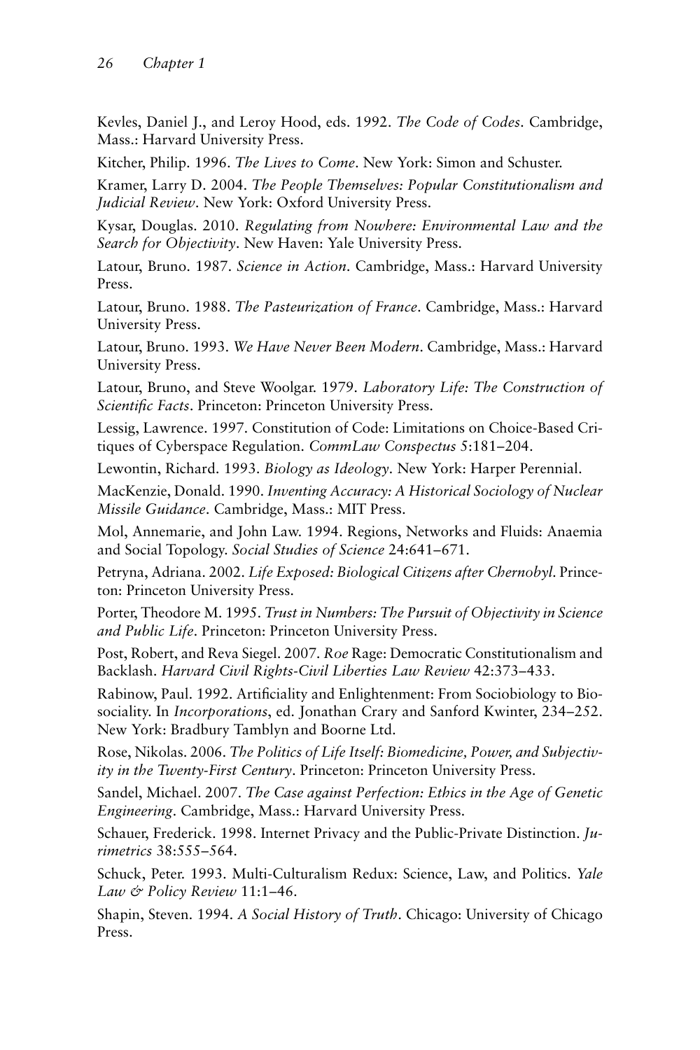Kevles, Daniel J., and Leroy Hood, eds. 1992. *The Code of Codes*. Cambridge, Mass.: Harvard University Press.

Kitcher, Philip. 1996. *The Lives to Come*. New York: Simon and Schuster.

Kramer, Larry D. 2004. *The People Themselves: Popular Constitutionalism and Judicial Review*. New York: Oxford University Press.

Kysar, Douglas. 2010. *Regulating from Nowhere: Environmental Law and the Search for Objectivity*. New Haven: Yale University Press.

Latour, Bruno. 1987. *Science in Action*. Cambridge, Mass.: Harvard University Press.

Latour, Bruno. 1988. *The Pasteurization of France*. Cambridge, Mass.: Harvard University Press.

Latour, Bruno. 1993. *We Have Never Been Modern*. Cambridge, Mass.: Harvard University Press.

Latour, Bruno, and Steve Woolgar. 1979. *Laboratory Life: The Construction of Scientific Facts*. Princeton: Princeton University Press.

Lessig, Lawrence. 1997. Constitution of Code: Limitations on Choice-Based Critiques of Cyberspace Regulation. *CommLaw Conspectus* 5:181–204.

Lewontin, Richard. 1993. *Biology as Ideology*. New York: Harper Perennial.

MacKenzie, Donald. 1990. *Inventing Accuracy: A Historical Sociology of Nuclear Missile Guidance*. Cambridge, Mass.: MIT Press.

Mol, Annemarie, and John Law. 1994. Regions, Networks and Fluids: Anaemia and Social Topology. *Social Studies of Science* 24:641–671.

Petryna, Adriana. 2002. *Life Exposed: Biological Citizens after Chernobyl*. Princeton: Princeton University Press.

Porter, Theodore M. 1995. *Trust in Numbers: The Pursuit of Objectivity in Science and Public Life*. Princeton: Princeton University Press.

Post, Robert, and Reva Siegel. 2007. *Roe* Rage: Democratic Constitutionalism and Backlash. *Harvard Civil Rights-Civil Liberties Law Review* 42:373–433.

Rabinow, Paul. 1992. Artificiality and Enlightenment: From Sociobiology to Biosociality. In *Incorporations*, ed. Jonathan Crary and Sanford Kwinter, 234–252. New York: Bradbury Tamblyn and Boorne Ltd.

Rose, Nikolas. 2006. *The Politics of Life Itself: Biomedicine, Power, and Subjectivity in the Twenty-First Century*. Princeton: Princeton University Press.

Sandel, Michael. 2007. *The Case against Perfection: Ethics in the Age of Genetic Engineering*. Cambridge, Mass.: Harvard University Press.

Schauer, Frederick. 1998. Internet Privacy and the Public-Private Distinction. *Jurimetrics* 38:555–564.

Schuck, Peter. 1993. Multi-Culturalism Redux: Science, Law, and Politics. *Yale Law & Policy Review* 11:1–46.

Shapin, Steven. 1994. *A Social History of Truth*. Chicago: University of Chicago Press.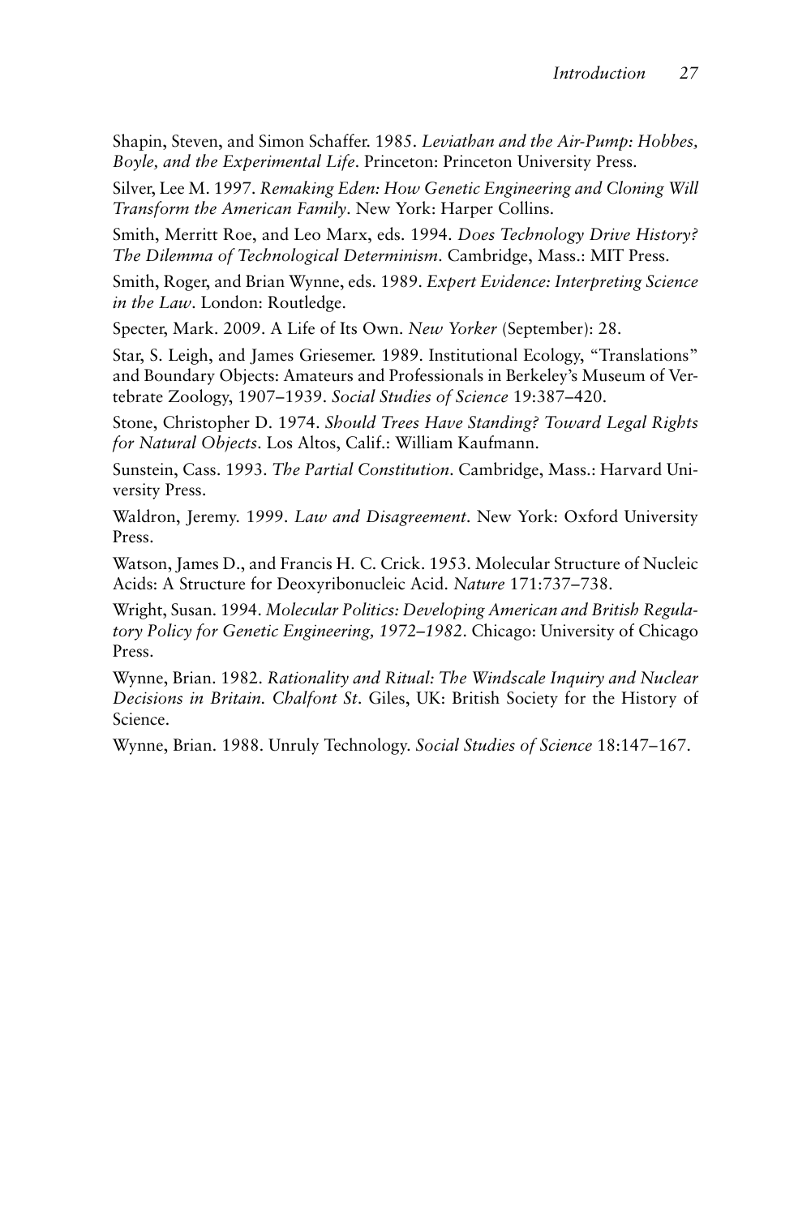Shapin, Steven, and Simon Schaffer. 1985. *Leviathan and the Air-Pump: Hobbes, Boyle, and the Experimental Life*. Princeton: Princeton University Press.

Silver, Lee M. 1997. *Remaking Eden: How Genetic Engineering and Cloning Will Transform the American Family*. New York: Harper Collins.

Smith, Merritt Roe, and Leo Marx, eds. 1994. *Does Technology Drive History? The Dilemma of Technological Determinism*. Cambridge, Mass.: MIT Press.

Smith, Roger, and Brian Wynne, eds. 1989. *Expert Evidence: Interpreting Science in the Law*. London: Routledge.

Specter, Mark. 2009. A Life of Its Own. *New Yorker* (September): 28.

Star, S. Leigh, and James Griesemer. 1989. Institutional Ecology, "Translations" and Boundary Objects: Amateurs and Professionals in Berkeley's Museum of Vertebrate Zoology, 1907–1939. *Social Studies of Science* 19:387–420.

Stone, Christopher D. 1974. *Should Trees Have Standing? Toward Legal Rights for Natural Objects*. Los Altos, Calif.: William Kaufmann.

Sunstein, Cass. 1993. *The Partial Constitution*. Cambridge, Mass.: Harvard University Press.

Waldron, Jeremy. 1999. *Law and Disagreement*. New York: Oxford University Press.

Watson, James D., and Francis H. C. Crick. 1953. Molecular Structure of Nucleic Acids: A Structure for Deoxyribonucleic Acid. *Nature* 171:737–738.

Wright, Susan. 1994. *Molecular Politics: Developing American and British Regulatory Policy for Genetic Engineering, 1972–1982*. Chicago: University of Chicago Press.

Wynne, Brian. 1982. *Rationality and Ritual: The Windscale Inquiry and Nuclear Decisions in Britain. Chalfont St*. Giles, UK: British Society for the History of Science.

Wynne, Brian. 1988. Unruly Technology. *Social Studies of Science* 18:147–167.